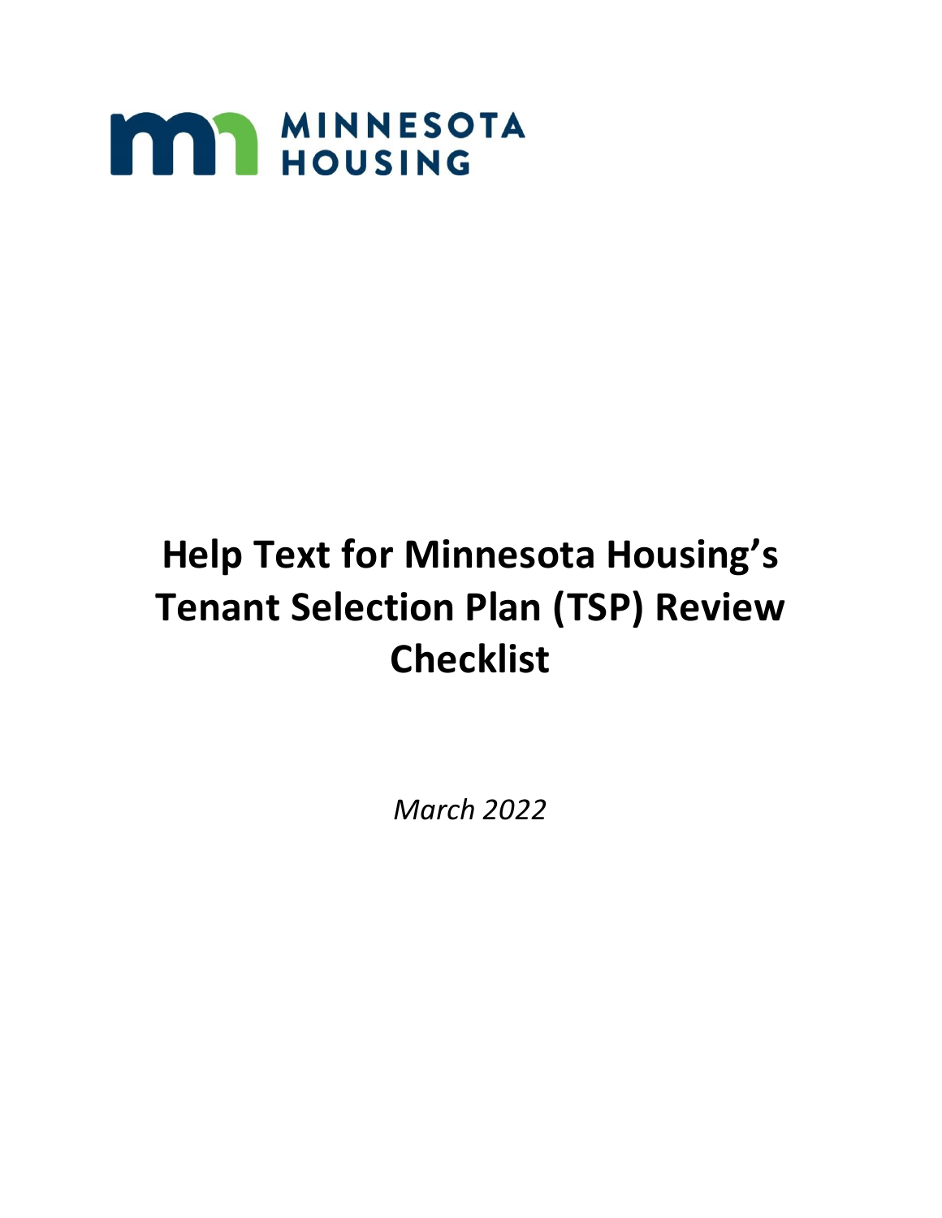MINNESOTA HOUSING

# Help Text for Minnesota Housing's Tenant Selection Plan (TSP) Review Checklist

*March 2022*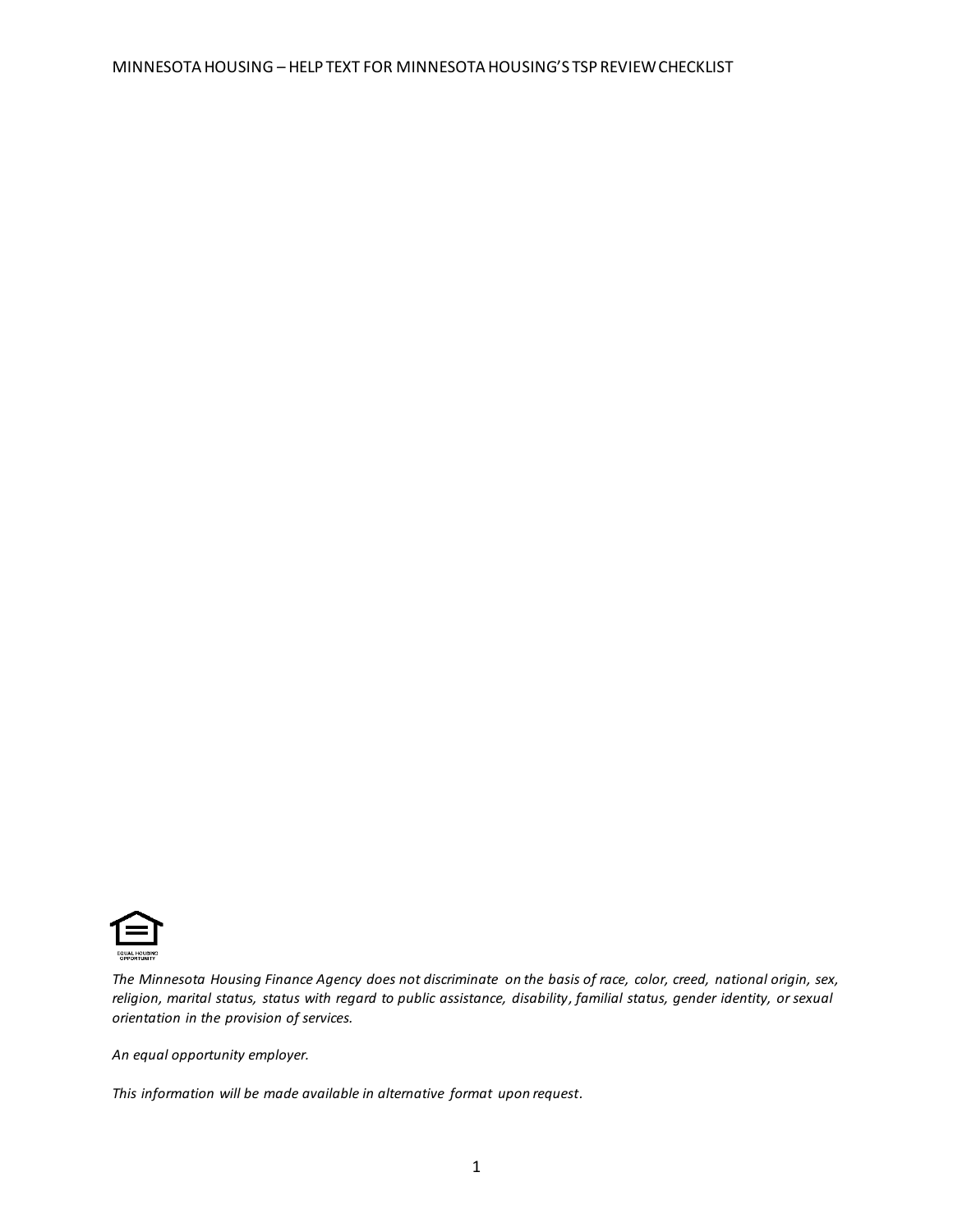*The Minnesota Housing Finance Agency does not discriminate on the basis of race, color, creed, national origin, sex, religion, marital status, status with regard to public assistance, disability, familial status, gender identity, or sexual orientation in the provision of services.*

*An equal opportunity employer.*

*This information will be made available in alternative format upon request.*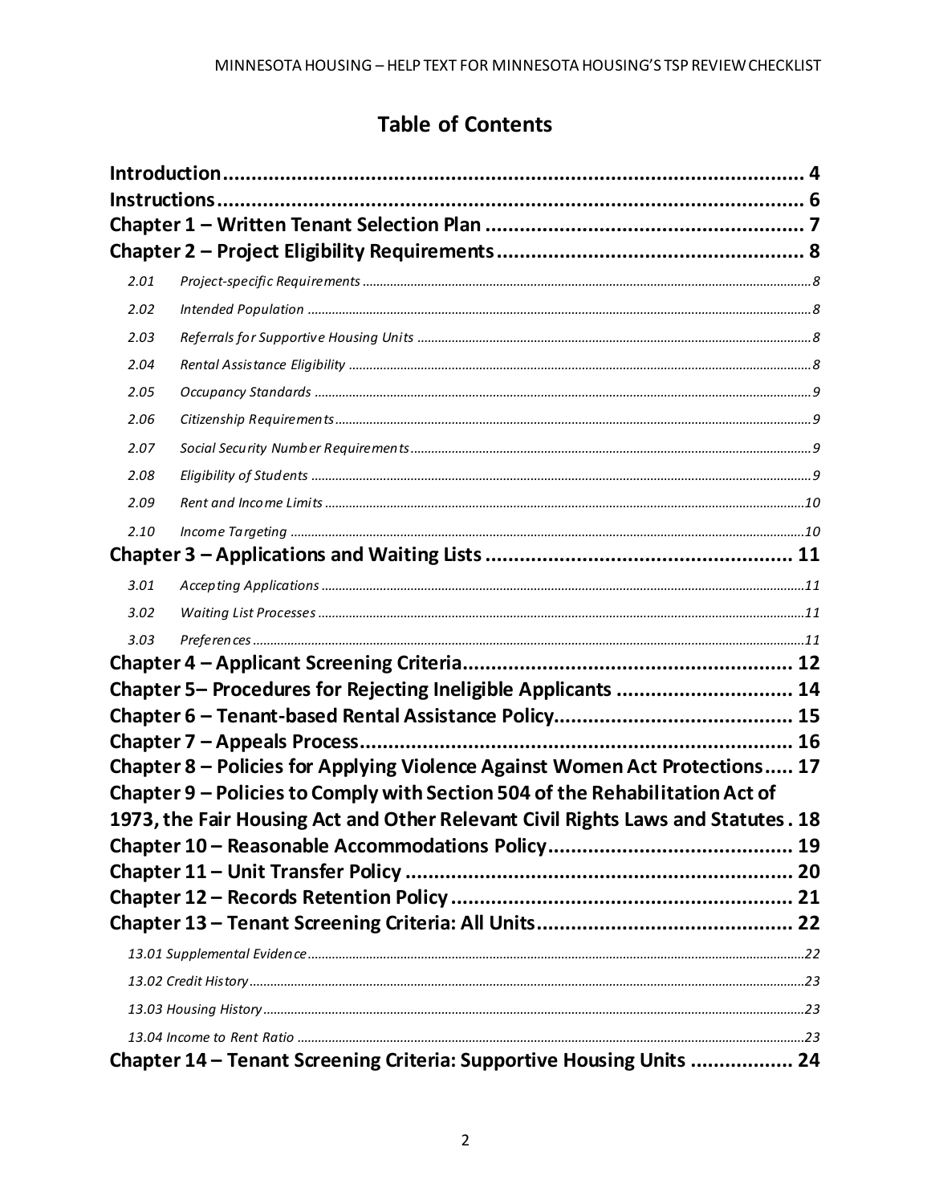# Table of Contents

**Introduction** ........................................................................................ 4
**Instructions** ........................................................................................ 6
**Chapter 1 – Written Tenant Selection Plan** ........................................ 7
**Chapter 2 – Project Eligibility Requirements** ...................................... 8

- 2.01 *Project-specific Requirements* ........................................ 8
- 2.02 *Intended Population* ........................................ 8
- 2.03 *Referrals for Supportive Housing Units* ........................................ 8
- 2.04 *Rental Assistance Eligibility* ........................................ 8
- 2.05 *Occupancy Standards* ........................................ 9
- 2.06 *Citizenship Requirements* ........................................ 9
- 2.07 *Social Security Number Requirements* ........................................ 9
- 2.08 *Eligibility of Students* ........................................ 9
- 2.09 *Rent and Income Limits* ........................................ 10
- 2.10 *Income Targeting* ........................................ 10

**Chapter 3 – Applications and Waiting Lists** ...................................... 11

- 3.01 *Accepting Applications* ........................................ 11
- 3.02 *Waiting List Processes* ........................................ 11
- 3.03 *Preferences* ........................................ 11

**Chapter 4 – Applicant Screening Criteria** ........................................ 12
**Chapter 5– Procedures for Rejecting Ineligible Applicants** ............................... 14
**Chapter 6 – Tenant-based Rental Assistance Policy** ........................................ 15
**Chapter 7 – Appeals Process** ........................................ 16
**Chapter 8 – Policies for Applying Violence Against Women Act Protections** ..... 17
**Chapter 9 – Policies to Comply with Section 504 of the Rehabilitation Act of 1973, the Fair Housing Act and Other Relevant Civil Rights Laws and Statutes** . 18
**Chapter 10 – Reasonable Accommodations Policy** ........................................ 19
**Chapter 11 – Unit Transfer Policy** ........................................ 20
**Chapter 12 – Records Retention Policy** ........................................ 21
**Chapter 13 – Tenant Screening Criteria: All Units** ........................................ 22

- 13.01 *Supplemental Evidence* ........................................ 22
- 13.02 *Credit History* ........................................ 23
- 13.03 *Housing History* ........................................ 23
- 13.04 *Income to Rent Ratio* ........................................ 23

**Chapter 14 – Tenant Screening Criteria: Supportive Housing Units** ................. 24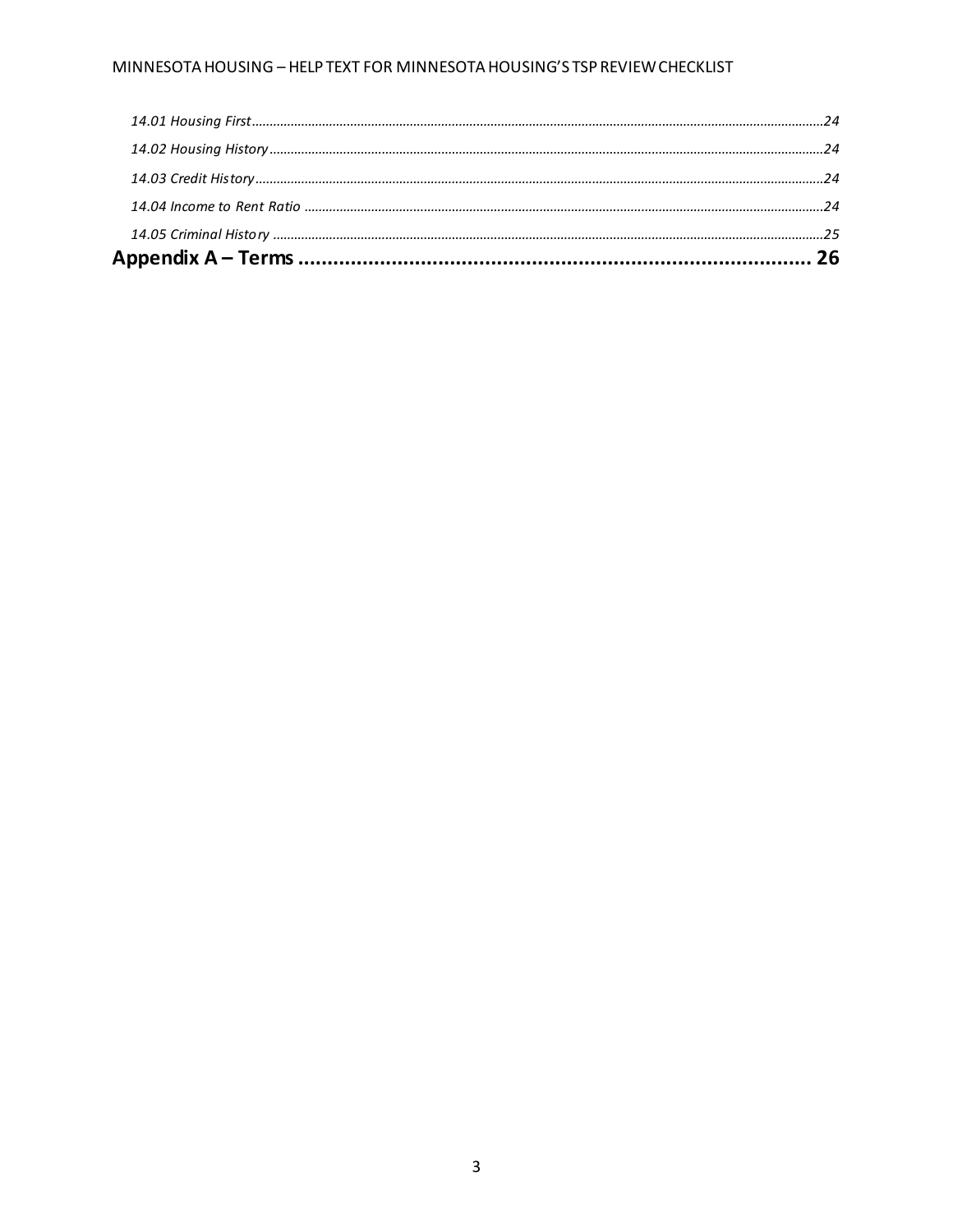*14.01 Housing First*........................................................................................................................................................24

*14.02 Housing History*....................................................................................................................................................24

*14.03 Credit History*........................................................................................................................................................24

*14.04 Income to Rent Ratio*............................................................................................................................................24

*14.05 Criminal History*....................................................................................................................................................25

**Appendix A – Terms ........................................................................................ 26**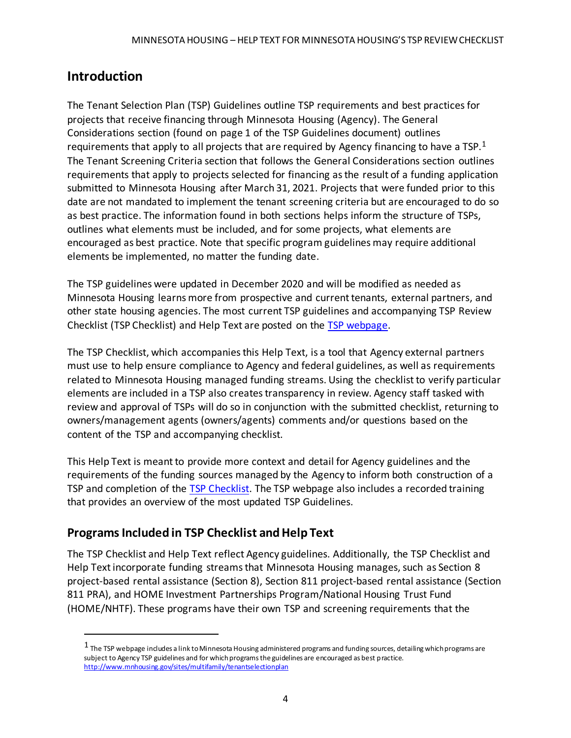## Introduction

The Tenant Selection Plan (TSP) Guidelines outline TSP requirements and best practices for projects that receive financing through Minnesota Housing (Agency). The General Considerations section (found on page 1 of the TSP Guidelines document) outlines requirements that apply to all projects that are required by Agency financing to have a TSP.[1] The Tenant Screening Criteria section that follows the General Considerations section outlines requirements that apply to projects selected for financing as the result of a funding application submitted to Minnesota Housing after March 31, 2021. Projects that were funded prior to this date are not mandated to implement the tenant screening criteria but are encouraged to do so as best practice. The information found in both sections helps inform the structure of TSPs, outlines what elements must be included, and for some projects, what elements are encouraged as best practice. Note that specific program guidelines may require additional elements be implemented, no matter the funding date.

The TSP guidelines were updated in December 2020 and will be modified as needed as Minnesota Housing learns more from prospective and current tenants, external partners, and other state housing agencies. The most current TSP guidelines and accompanying TSP Review Checklist (TSP Checklist) and Help Text are posted on the TSP webpage.

The TSP Checklist, which accompanies this Help Text, is a tool that Agency external partners must use to help ensure compliance to Agency and federal guidelines, as well as requirements related to Minnesota Housing managed funding streams. Using the checklist to verify particular elements are included in a TSP also creates transparency in review. Agency staff tasked with review and approval of TSPs will do so in conjunction with the submitted checklist, returning to owners/management agents (owners/agents) comments and/or questions based on the content of the TSP and accompanying checklist.

This Help Text is meant to provide more context and detail for Agency guidelines and the requirements of the funding sources managed by the Agency to inform both construction of a TSP and completion of the TSP Checklist. The TSP webpage also includes a recorded training that provides an overview of the most updated TSP Guidelines.

### Programs Included in TSP Checklist and Help Text

The TSP Checklist and Help Text reflect Agency guidelines. Additionally, the TSP Checklist and Help Text incorporate funding streams that Minnesota Housing manages, such as Section 8 project-based rental assistance (Section 8), Section 811 project-based rental assistance (Section 811 PRA), and HOME Investment Partnerships Program/National Housing Trust Fund (HOME/NHTF). These programs have their own TSP and screening requirements that the

---

[1] The TSP webpage includes a link to Minnesota Housing administered programs and funding sources, detailing which programs are subject to Agency TSP guidelines and for which programs the guidelines are encouraged as best practice. http://www.mnhousing.gov/sites/multifamily/tenantselectionplan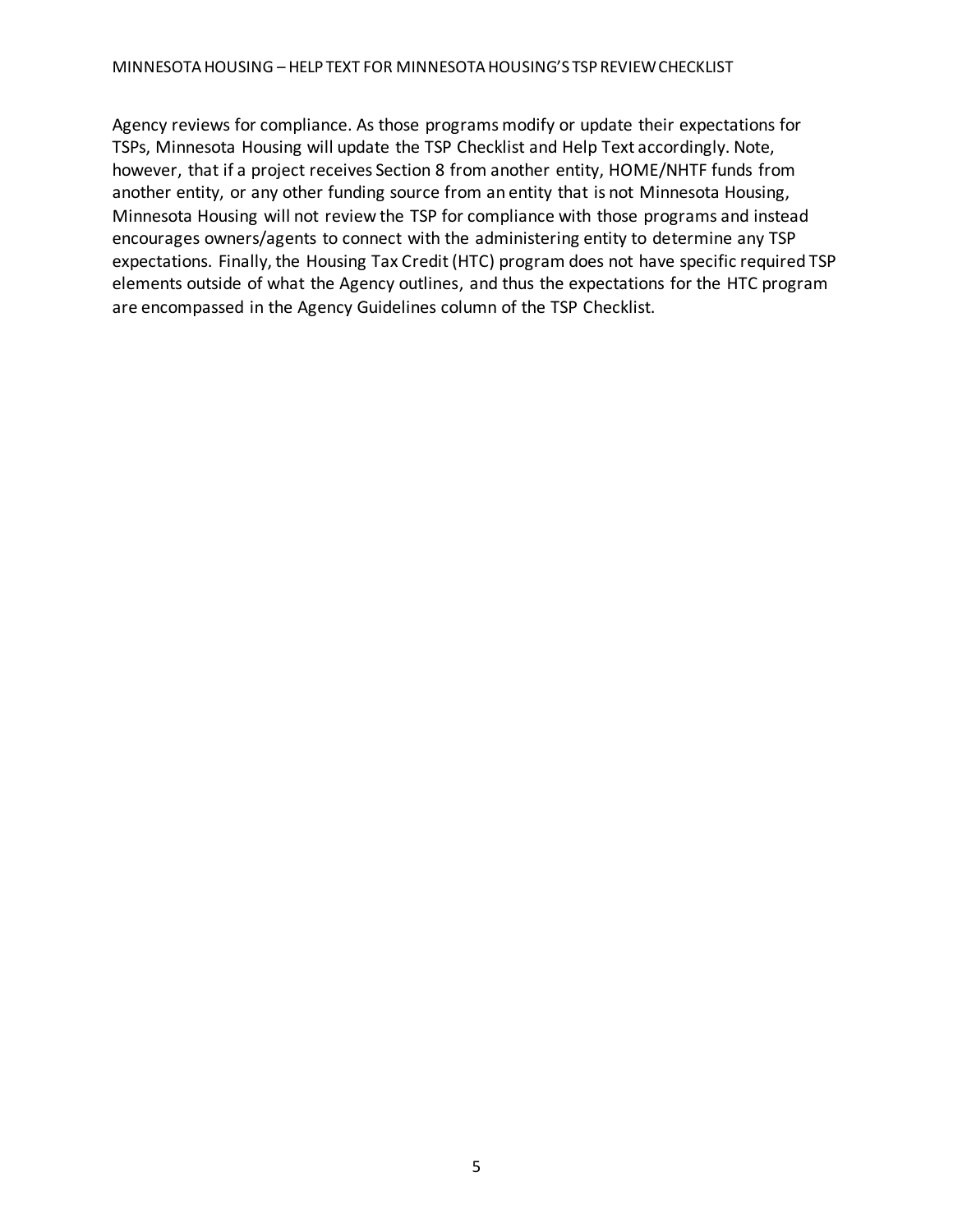Agency reviews for compliance. As those programs modify or update their expectations for TSPs, Minnesota Housing will update the TSP Checklist and Help Text accordingly. Note, however, that if a project receives Section 8 from another entity, HOME/NHTF funds from another entity, or any other funding source from an entity that is not Minnesota Housing, Minnesota Housing will not review the TSP for compliance with those programs and instead encourages owners/agents to connect with the administering entity to determine any TSP expectations. Finally, the Housing Tax Credit (HTC) program does not have specific required TSP elements outside of what the Agency outlines, and thus the expectations for the HTC program are encompassed in the Agency Guidelines column of the TSP Checklist.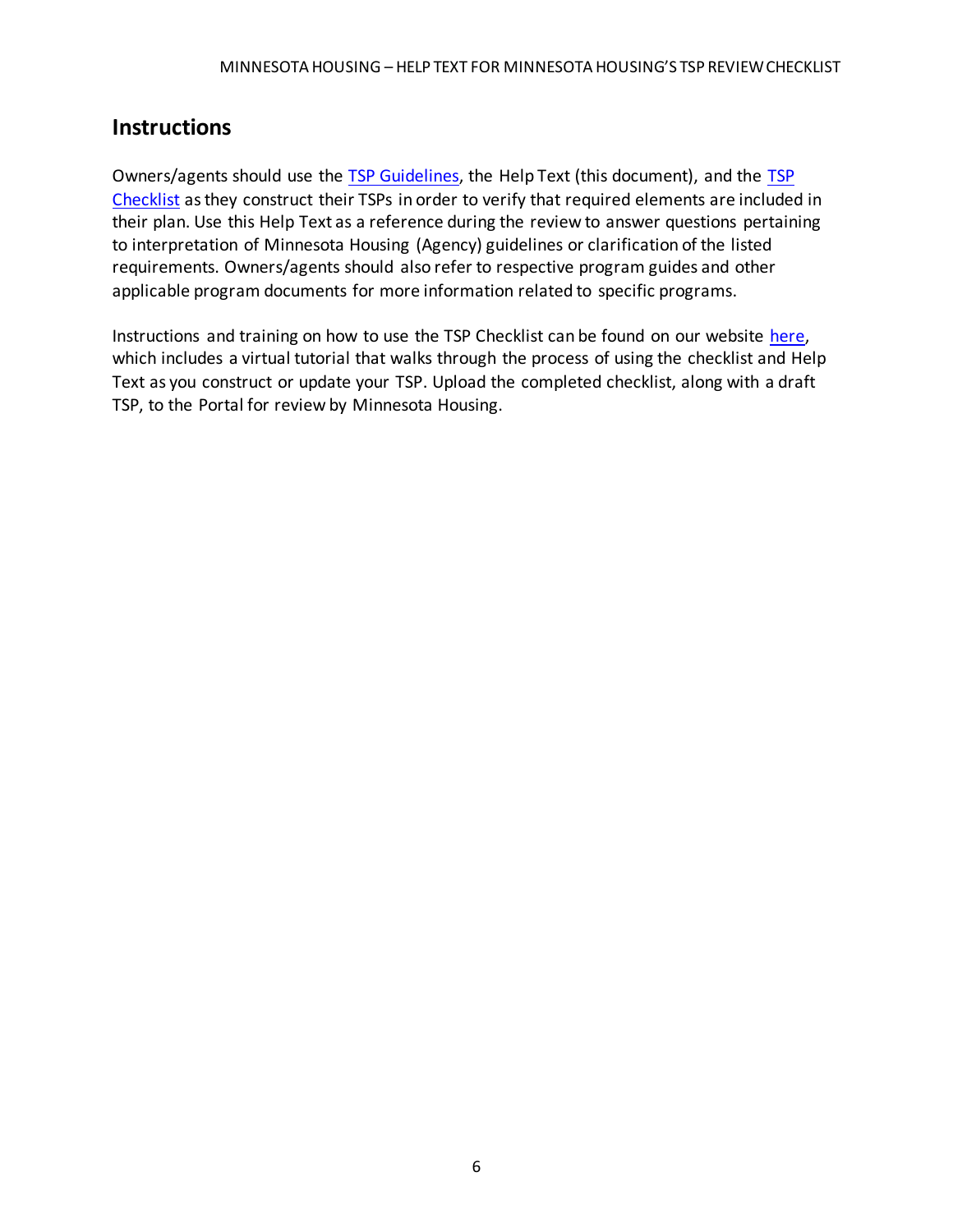## Instructions

Owners/agents should use the TSP Guidelines, the Help Text (this document), and the TSP Checklist as they construct their TSPs in order to verify that required elements are included in their plan. Use this Help Text as a reference during the review to answer questions pertaining to interpretation of Minnesota Housing (Agency) guidelines or clarification of the listed requirements. Owners/agents should also refer to respective program guides and other applicable program documents for more information related to specific programs.

Instructions and training on how to use the TSP Checklist can be found on our website here, which includes a virtual tutorial that walks through the process of using the checklist and Help Text as you construct or update your TSP. Upload the completed checklist, along with a draft TSP, to the Portal for review by Minnesota Housing.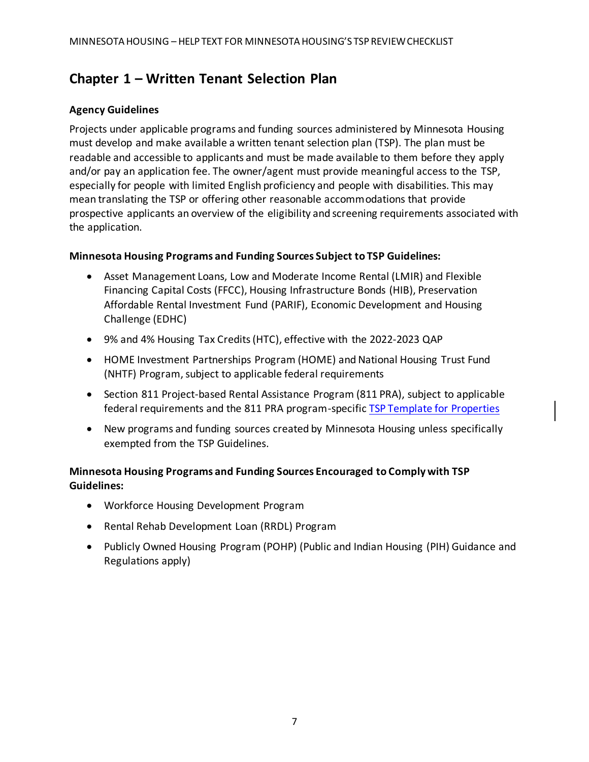# Chapter 1 – Written Tenant Selection Plan

**Agency Guidelines**

Projects under applicable programs and funding sources administered by Minnesota Housing must develop and make available a written tenant selection plan (TSP). The plan must be readable and accessible to applicants and must be made available to them before they apply and/or pay an application fee. The owner/agent must provide meaningful access to the TSP, especially for people with limited English proficiency and people with disabilities. This may mean translating the TSP or offering other reasonable accommodations that provide prospective applicants an overview of the eligibility and screening requirements associated with the application.

**Minnesota Housing Programs and Funding Sources Subject to TSP Guidelines:**

- Asset Management Loans, Low and Moderate Income Rental (LMIR) and Flexible Financing Capital Costs (FFCC), Housing Infrastructure Bonds (HIB), Preservation Affordable Rental Investment Fund (PARIF), Economic Development and Housing Challenge (EDHC)
- 9% and 4% Housing Tax Credits (HTC), effective with the 2022-2023 QAP
- HOME Investment Partnerships Program (HOME) and National Housing Trust Fund (NHTF) Program, subject to applicable federal requirements
- Section 811 Project-based Rental Assistance Program (811 PRA), subject to applicable federal requirements and the 811 PRA program-specific [TSP Template for Properties]
- New programs and funding sources created by Minnesota Housing unless specifically exempted from the TSP Guidelines.

**Minnesota Housing Programs and Funding Sources Encouraged to Comply with TSP Guidelines:**

- Workforce Housing Development Program
- Rental Rehab Development Loan (RRDL) Program
- Publicly Owned Housing Program (POHP) (Public and Indian Housing (PIH) Guidance and Regulations apply)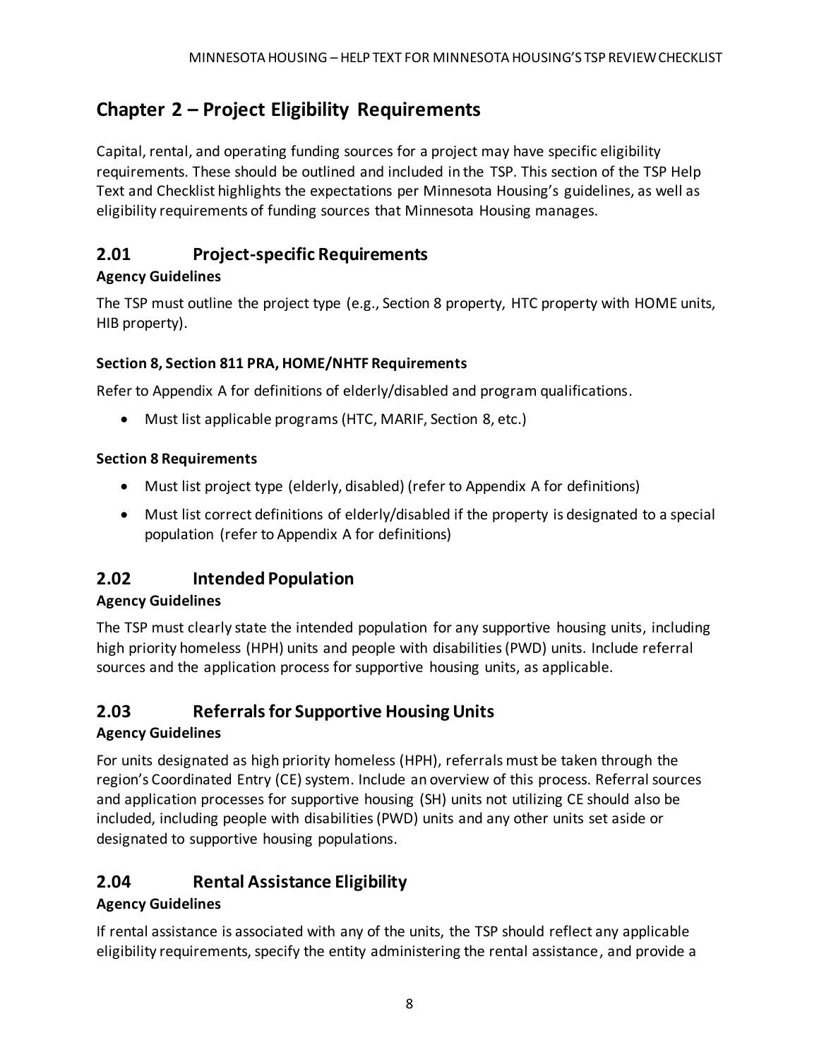# Chapter 2 – Project Eligibility Requirements

Capital, rental, and operating funding sources for a project may have specific eligibility requirements. These should be outlined and included in the TSP. This section of the TSP Help Text and Checklist highlights the expectations per Minnesota Housing's guidelines, as well as eligibility requirements of funding sources that Minnesota Housing manages.

## 2.01 Project-specific Requirements

**Agency Guidelines**

The TSP must outline the project type (e.g., Section 8 property, HTC property with HOME units, HIB property).

**Section 8, Section 811 PRA, HOME/NHTF Requirements**

Refer to Appendix A for definitions of elderly/disabled and program qualifications.

- Must list applicable programs (HTC, MARIF, Section 8, etc.)

**Section 8 Requirements**

- Must list project type (elderly, disabled) (refer to Appendix A for definitions)
- Must list correct definitions of elderly/disabled if the property is designated to a special population (refer to Appendix A for definitions)

## 2.02 Intended Population

**Agency Guidelines**

The TSP must clearly state the intended population for any supportive housing units, including high priority homeless (HPH) units and people with disabilities (PWD) units. Include referral sources and the application process for supportive housing units, as applicable.

## 2.03 Referrals for Supportive Housing Units

**Agency Guidelines**

For units designated as high priority homeless (HPH), referrals must be taken through the region's Coordinated Entry (CE) system. Include an overview of this process. Referral sources and application processes for supportive housing (SH) units not utilizing CE should also be included, including people with disabilities (PWD) units and any other units set aside or designated to supportive housing populations.

## 2.04 Rental Assistance Eligibility

**Agency Guidelines**

If rental assistance is associated with any of the units, the TSP should reflect any applicable eligibility requirements, specify the entity administering the rental assistance, and provide a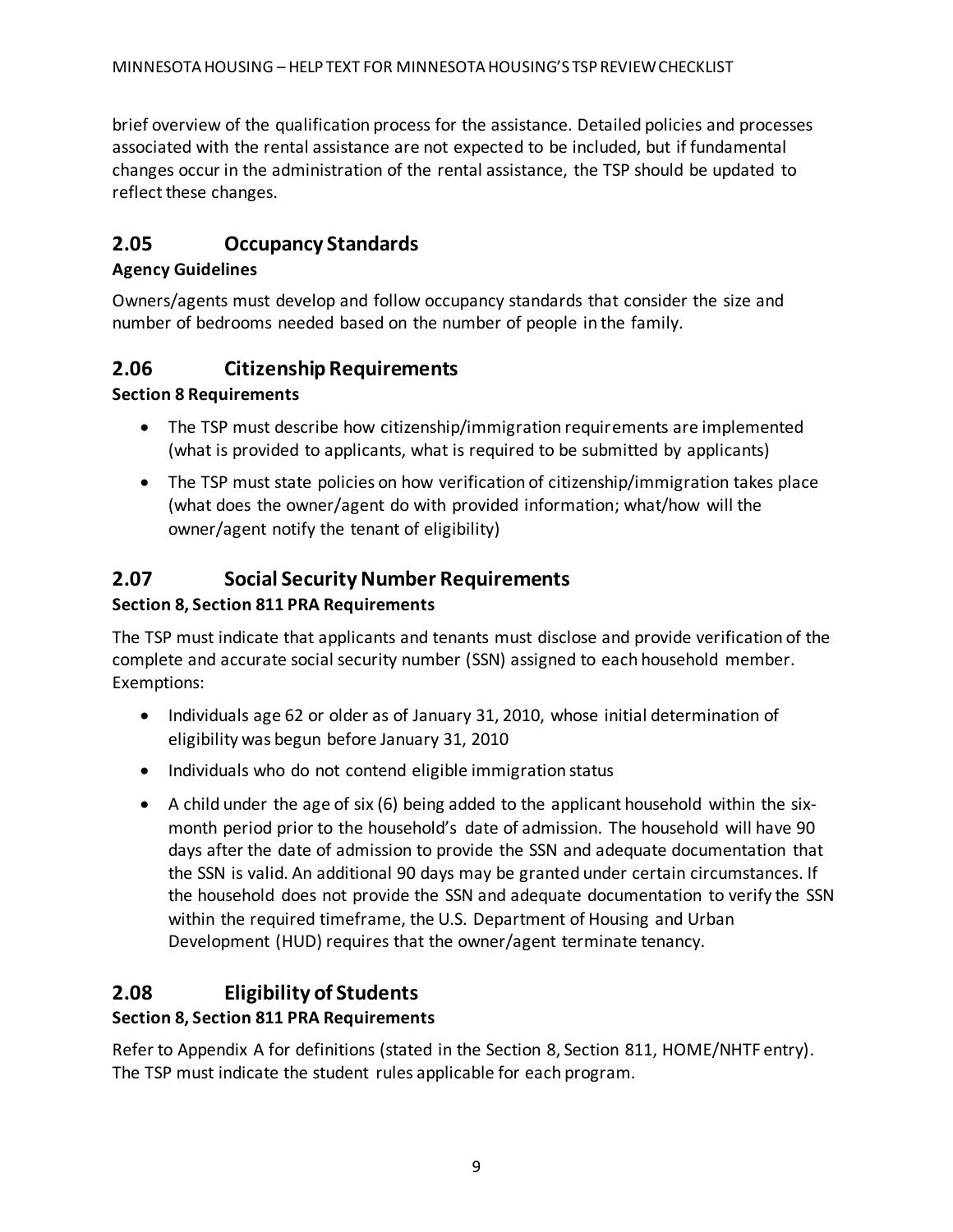brief overview of the qualification process for the assistance. Detailed policies and processes associated with the rental assistance are not expected to be included, but if fundamental changes occur in the administration of the rental assistance, the TSP should be updated to reflect these changes.

## 2.05 Occupancy Standards

**Agency Guidelines**

Owners/agents must develop and follow occupancy standards that consider the size and number of bedrooms needed based on the number of people in the family.

## 2.06 Citizenship Requirements

**Section 8 Requirements**

- The TSP must describe how citizenship/immigration requirements are implemented (what is provided to applicants, what is required to be submitted by applicants)
- The TSP must state policies on how verification of citizenship/immigration takes place (what does the owner/agent do with provided information; what/how will the owner/agent notify the tenant of eligibility)

## 2.07 Social Security Number Requirements

**Section 8, Section 811 PRA Requirements**

The TSP must indicate that applicants and tenants must disclose and provide verification of the complete and accurate social security number (SSN) assigned to each household member. Exemptions:

- Individuals age 62 or older as of January 31, 2010, whose initial determination of eligibility was begun before January 31, 2010
- Individuals who do not contend eligible immigration status
- A child under the age of six (6) being added to the applicant household within the six-month period prior to the household's date of admission. The household will have 90 days after the date of admission to provide the SSN and adequate documentation that the SSN is valid. An additional 90 days may be granted under certain circumstances. If the household does not provide the SSN and adequate documentation to verify the SSN within the required timeframe, the U.S. Department of Housing and Urban Development (HUD) requires that the owner/agent terminate tenancy.

## 2.08 Eligibility of Students

**Section 8, Section 811 PRA Requirements**

Refer to Appendix A for definitions (stated in the Section 8, Section 811, HOME/NHTF entry). The TSP must indicate the student rules applicable for each program.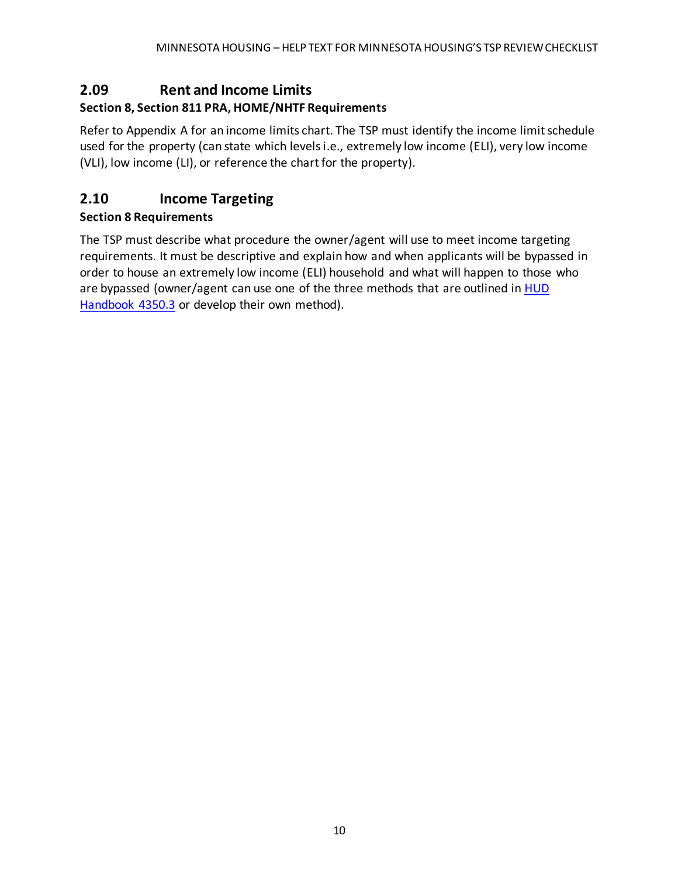## 2.09 Rent and Income Limits

**Section 8, Section 811 PRA, HOME/NHTF Requirements**

Refer to Appendix A for an income limits chart. The TSP must identify the income limit schedule used for the property (can state which levels i.e., extremely low income (ELI), very low income (VLI), low income (LI), or reference the chart for the property).

## 2.10 Income Targeting

**Section 8 Requirements**

The TSP must describe what procedure the owner/agent will use to meet income targeting requirements. It must be descriptive and explain how and when applicants will be bypassed in order to house an extremely low income (ELI) household and what will happen to those who are bypassed (owner/agent can use one of the three methods that are outlined in [HUD Handbook 4350.3] or develop their own method).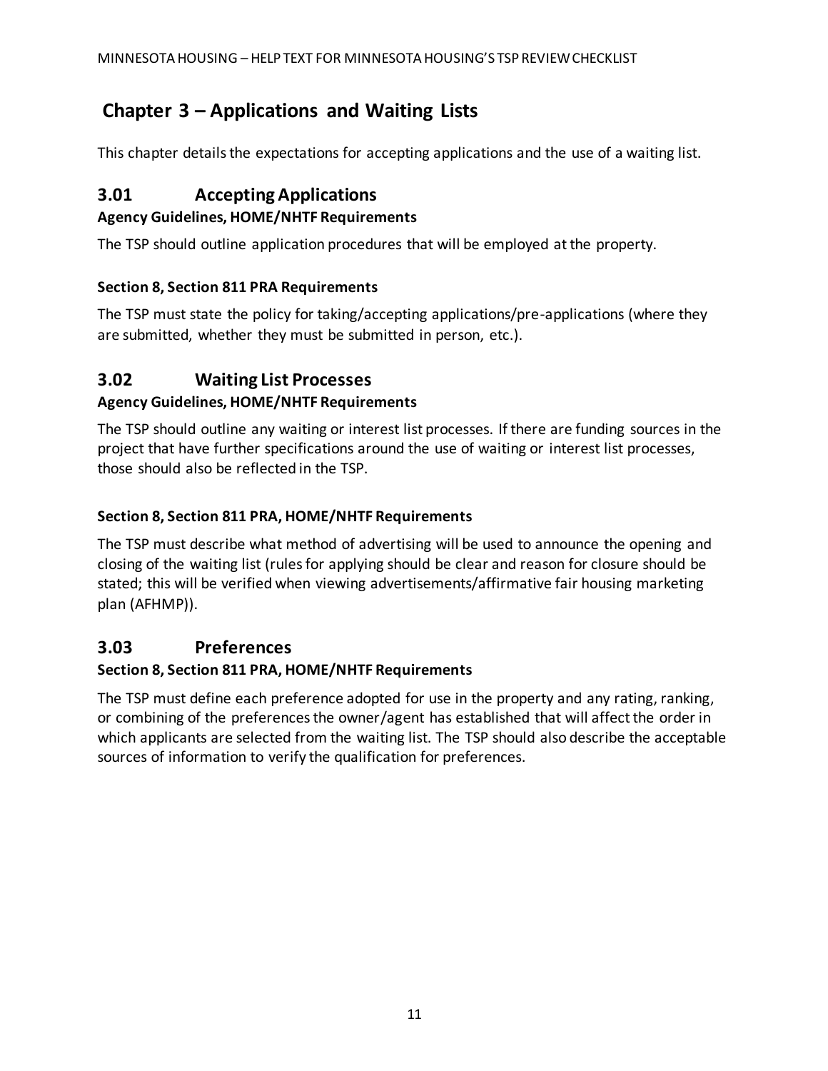## Chapter 3 – Applications and Waiting Lists

This chapter details the expectations for accepting applications and the use of a waiting list.

### 3.01 Accepting Applications

**Agency Guidelines, HOME/NHTF Requirements**

The TSP should outline application procedures that will be employed at the property.

**Section 8, Section 811 PRA Requirements**

The TSP must state the policy for taking/accepting applications/pre-applications (where they are submitted, whether they must be submitted in person, etc.).

### 3.02 Waiting List Processes

**Agency Guidelines, HOME/NHTF Requirements**

The TSP should outline any waiting or interest list processes. If there are funding sources in the project that have further specifications around the use of waiting or interest list processes, those should also be reflected in the TSP.

**Section 8, Section 811 PRA, HOME/NHTF Requirements**

The TSP must describe what method of advertising will be used to announce the opening and closing of the waiting list (rules for applying should be clear and reason for closure should be stated; this will be verified when viewing advertisements/affirmative fair housing marketing plan (AFHMP)).

### 3.03 Preferences

**Section 8, Section 811 PRA, HOME/NHTF Requirements**

The TSP must define each preference adopted for use in the property and any rating, ranking, or combining of the preferences the owner/agent has established that will affect the order in which applicants are selected from the waiting list. The TSP should also describe the acceptable sources of information to verify the qualification for preferences.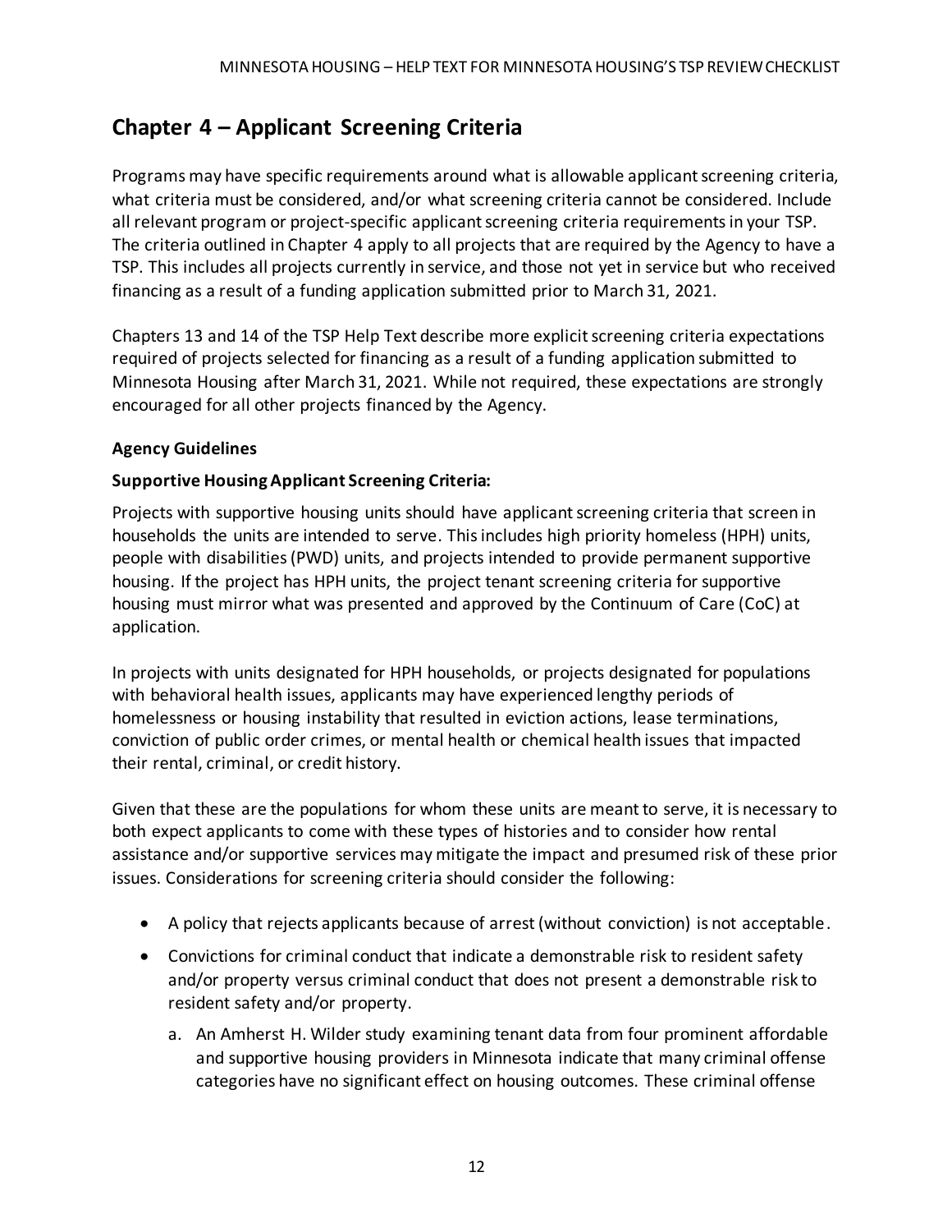## Chapter 4 – Applicant Screening Criteria

Programs may have specific requirements around what is allowable applicant screening criteria, what criteria must be considered, and/or what screening criteria cannot be considered. Include all relevant program or project-specific applicant screening criteria requirements in your TSP. The criteria outlined in Chapter 4 apply to all projects that are required by the Agency to have a TSP. This includes all projects currently in service, and those not yet in service but who received financing as a result of a funding application submitted prior to March 31, 2021.

Chapters 13 and 14 of the TSP Help Text describe more explicit screening criteria expectations required of projects selected for financing as a result of a funding application submitted to Minnesota Housing after March 31, 2021. While not required, these expectations are strongly encouraged for all other projects financed by the Agency.

### Agency Guidelines

#### Supportive Housing Applicant Screening Criteria:

Projects with supportive housing units should have applicant screening criteria that screen in households the units are intended to serve. This includes high priority homeless (HPH) units, people with disabilities (PWD) units, and projects intended to provide permanent supportive housing. If the project has HPH units, the project tenant screening criteria for supportive housing must mirror what was presented and approved by the Continuum of Care (CoC) at application.

In projects with units designated for HPH households, or projects designated for populations with behavioral health issues, applicants may have experienced lengthy periods of homelessness or housing instability that resulted in eviction actions, lease terminations, conviction of public order crimes, or mental health or chemical health issues that impacted their rental, criminal, or credit history.

Given that these are the populations for whom these units are meant to serve, it is necessary to both expect applicants to come with these types of histories and to consider how rental assistance and/or supportive services may mitigate the impact and presumed risk of these prior issues. Considerations for screening criteria should consider the following:

- A policy that rejects applicants because of arrest (without conviction) is not acceptable.
- Convictions for criminal conduct that indicate a demonstrable risk to resident safety and/or property versus criminal conduct that does not present a demonstrable risk to resident safety and/or property.
    a. An Amherst H. Wilder study examining tenant data from four prominent affordable and supportive housing providers in Minnesota indicate that many criminal offense categories have no significant effect on housing outcomes. These criminal offense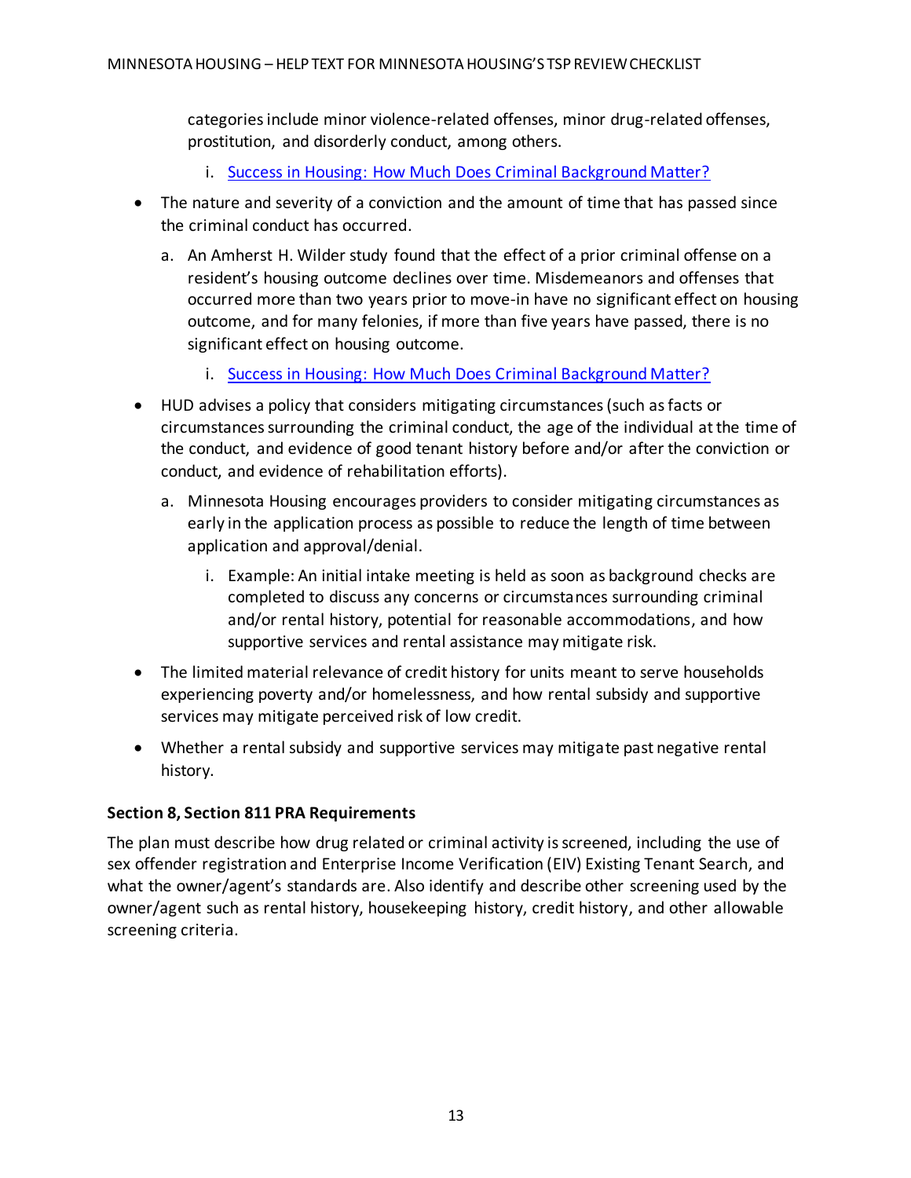categories include minor violence-related offenses, minor drug-related offenses, prostitution, and disorderly conduct, among others.

   i. [Success in Housing: How Much Does Criminal Background Matter?]

- The nature and severity of a conviction and the amount of time that has passed since the criminal conduct has occurred.

   a. An Amherst H. Wilder study found that the effect of a prior criminal offense on a resident's housing outcome declines over time. Misdemeanors and offenses that occurred more than two years prior to move-in have no significant effect on housing outcome, and for many felonies, if more than five years have passed, there is no significant effect on housing outcome.

      i. [Success in Housing: How Much Does Criminal Background Matter?]

- HUD advises a policy that considers mitigating circumstances (such as facts or circumstances surrounding the criminal conduct, the age of the individual at the time of the conduct, and evidence of good tenant history before and/or after the conviction or conduct, and evidence of rehabilitation efforts).

   a. Minnesota Housing encourages providers to consider mitigating circumstances as early in the application process as possible to reduce the length of time between application and approval/denial.

      i. Example: An initial intake meeting is held as soon as background checks are completed to discuss any concerns or circumstances surrounding criminal and/or rental history, potential for reasonable accommodations, and how supportive services and rental assistance may mitigate risk.

- The limited material relevance of credit history for units meant to serve households experiencing poverty and/or homelessness, and how rental subsidy and supportive services may mitigate perceived risk of low credit.

- Whether a rental subsidy and supportive services may mitigate past negative rental history.

**Section 8, Section 811 PRA Requirements**

The plan must describe how drug related or criminal activity is screened, including the use of sex offender registration and Enterprise Income Verification (EIV) Existing Tenant Search, and what the owner/agent's standards are. Also identify and describe other screening used by the owner/agent such as rental history, housekeeping history, credit history, and other allowable screening criteria.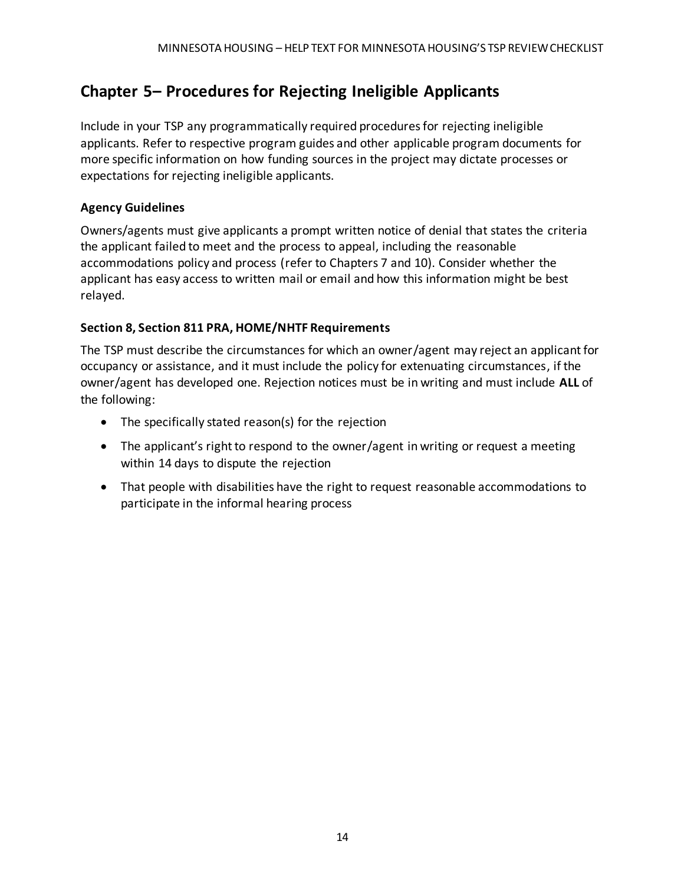## Chapter 5– Procedures for Rejecting Ineligible Applicants

Include in your TSP any programmatically required procedures for rejecting ineligible applicants. Refer to respective program guides and other applicable program documents for more specific information on how funding sources in the project may dictate processes or expectations for rejecting ineligible applicants.

### Agency Guidelines

Owners/agents must give applicants a prompt written notice of denial that states the criteria the applicant failed to meet and the process to appeal, including the reasonable accommodations policy and process (refer to Chapters 7 and 10). Consider whether the applicant has easy access to written mail or email and how this information might be best relayed.

### Section 8, Section 811 PRA, HOME/NHTF Requirements

The TSP must describe the circumstances for which an owner/agent may reject an applicant for occupancy or assistance, and it must include the policy for extenuating circumstances, if the owner/agent has developed one. Rejection notices must be in writing and must include **ALL** of the following:

- The specifically stated reason(s) for the rejection
- The applicant's right to respond to the owner/agent in writing or request a meeting within 14 days to dispute the rejection
- That people with disabilities have the right to request reasonable accommodations to participate in the informal hearing process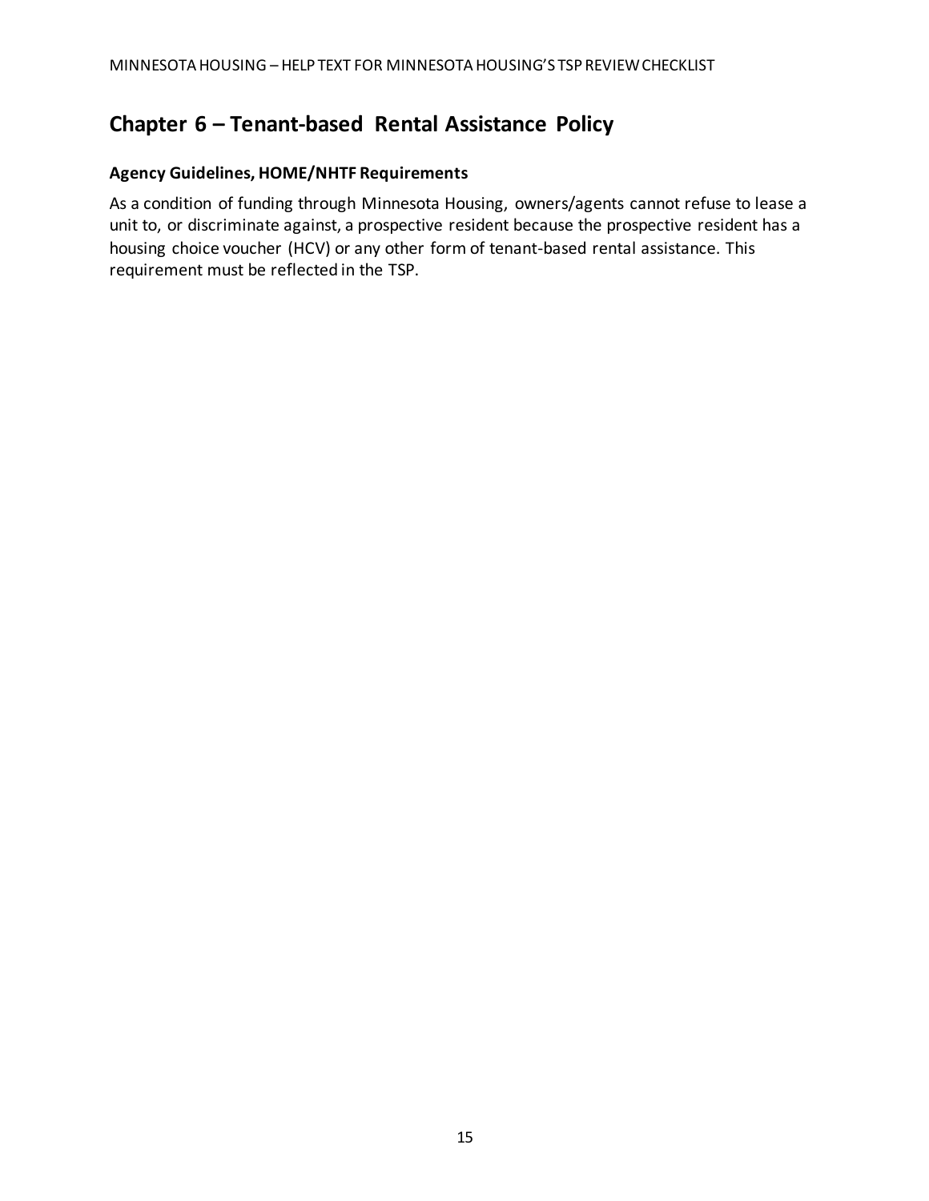# Chapter 6 – Tenant-based Rental Assistance Policy

### Agency Guidelines, HOME/NHTF Requirements

As a condition of funding through Minnesota Housing, owners/agents cannot refuse to lease a unit to, or discriminate against, a prospective resident because the prospective resident has a housing choice voucher (HCV) or any other form of tenant-based rental assistance. This requirement must be reflected in the TSP.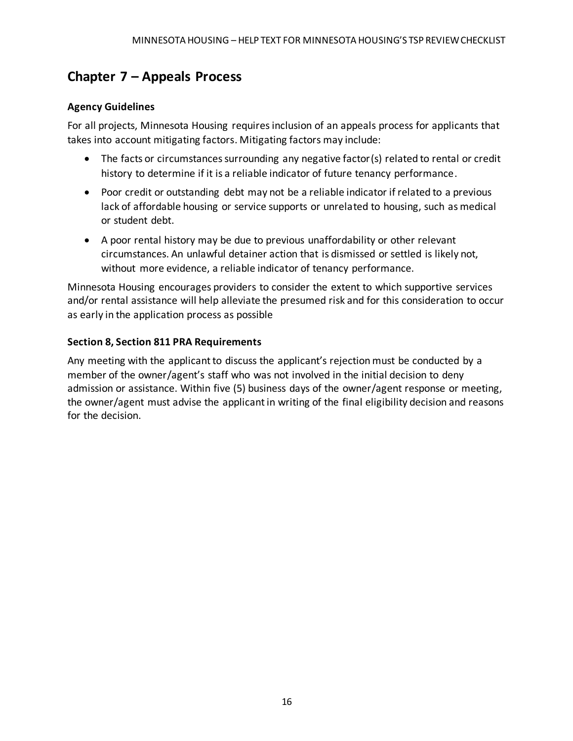## Chapter 7 – Appeals Process

### Agency Guidelines

For all projects, Minnesota Housing requires inclusion of an appeals process for applicants that takes into account mitigating factors. Mitigating factors may include:

- The facts or circumstances surrounding any negative factor(s) related to rental or credit history to determine if it is a reliable indicator of future tenancy performance.
- Poor credit or outstanding debt may not be a reliable indicator if related to a previous lack of affordable housing or service supports or unrelated to housing, such as medical or student debt.
- A poor rental history may be due to previous unaffordability or other relevant circumstances. An unlawful detainer action that is dismissed or settled is likely not, without more evidence, a reliable indicator of tenancy performance.

Minnesota Housing encourages providers to consider the extent to which supportive services and/or rental assistance will help alleviate the presumed risk and for this consideration to occur as early in the application process as possible

### Section 8, Section 811 PRA Requirements

Any meeting with the applicant to discuss the applicant's rejection must be conducted by a member of the owner/agent's staff who was not involved in the initial decision to deny admission or assistance. Within five (5) business days of the owner/agent response or meeting, the owner/agent must advise the applicant in writing of the final eligibility decision and reasons for the decision.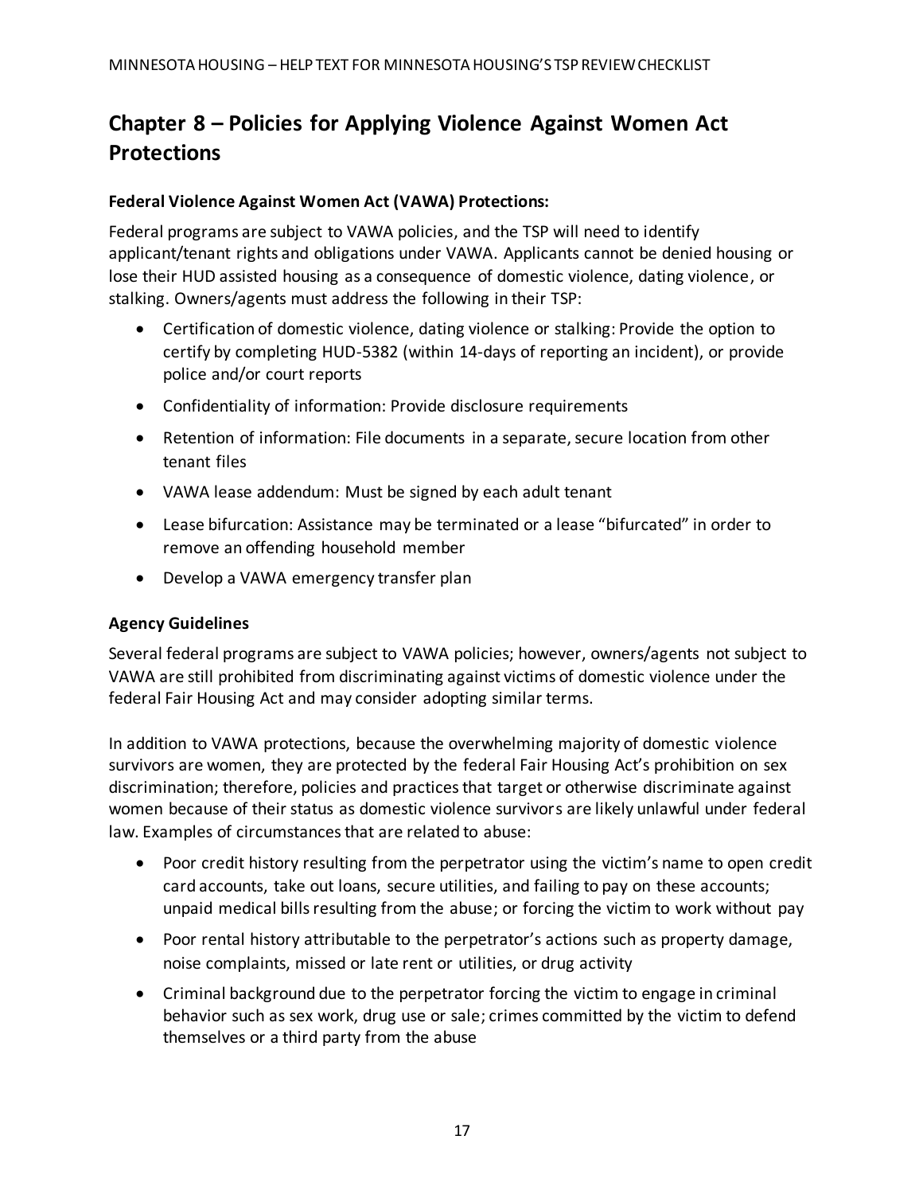## Chapter 8 – Policies for Applying Violence Against Women Act Protections

**Federal Violence Against Women Act (VAWA) Protections:**

Federal programs are subject to VAWA policies, and the TSP will need to identify applicant/tenant rights and obligations under VAWA. Applicants cannot be denied housing or lose their HUD assisted housing as a consequence of domestic violence, dating violence, or stalking. Owners/agents must address the following in their TSP:

- Certification of domestic violence, dating violence or stalking: Provide the option to certify by completing HUD-5382 (within 14-days of reporting an incident), or provide police and/or court reports
- Confidentiality of information: Provide disclosure requirements
- Retention of information: File documents in a separate, secure location from other tenant files
- VAWA lease addendum: Must be signed by each adult tenant
- Lease bifurcation: Assistance may be terminated or a lease "bifurcated" in order to remove an offending household member
- Develop a VAWA emergency transfer plan

**Agency Guidelines**

Several federal programs are subject to VAWA policies; however, owners/agents not subject to VAWA are still prohibited from discriminating against victims of domestic violence under the federal Fair Housing Act and may consider adopting similar terms.

In addition to VAWA protections, because the overwhelming majority of domestic violence survivors are women, they are protected by the federal Fair Housing Act's prohibition on sex discrimination; therefore, policies and practices that target or otherwise discriminate against women because of their status as domestic violence survivors are likely unlawful under federal law. Examples of circumstances that are related to abuse:

- Poor credit history resulting from the perpetrator using the victim's name to open credit card accounts, take out loans, secure utilities, and failing to pay on these accounts; unpaid medical bills resulting from the abuse; or forcing the victim to work without pay
- Poor rental history attributable to the perpetrator's actions such as property damage, noise complaints, missed or late rent or utilities, or drug activity
- Criminal background due to the perpetrator forcing the victim to engage in criminal behavior such as sex work, drug use or sale; crimes committed by the victim to defend themselves or a third party from the abuse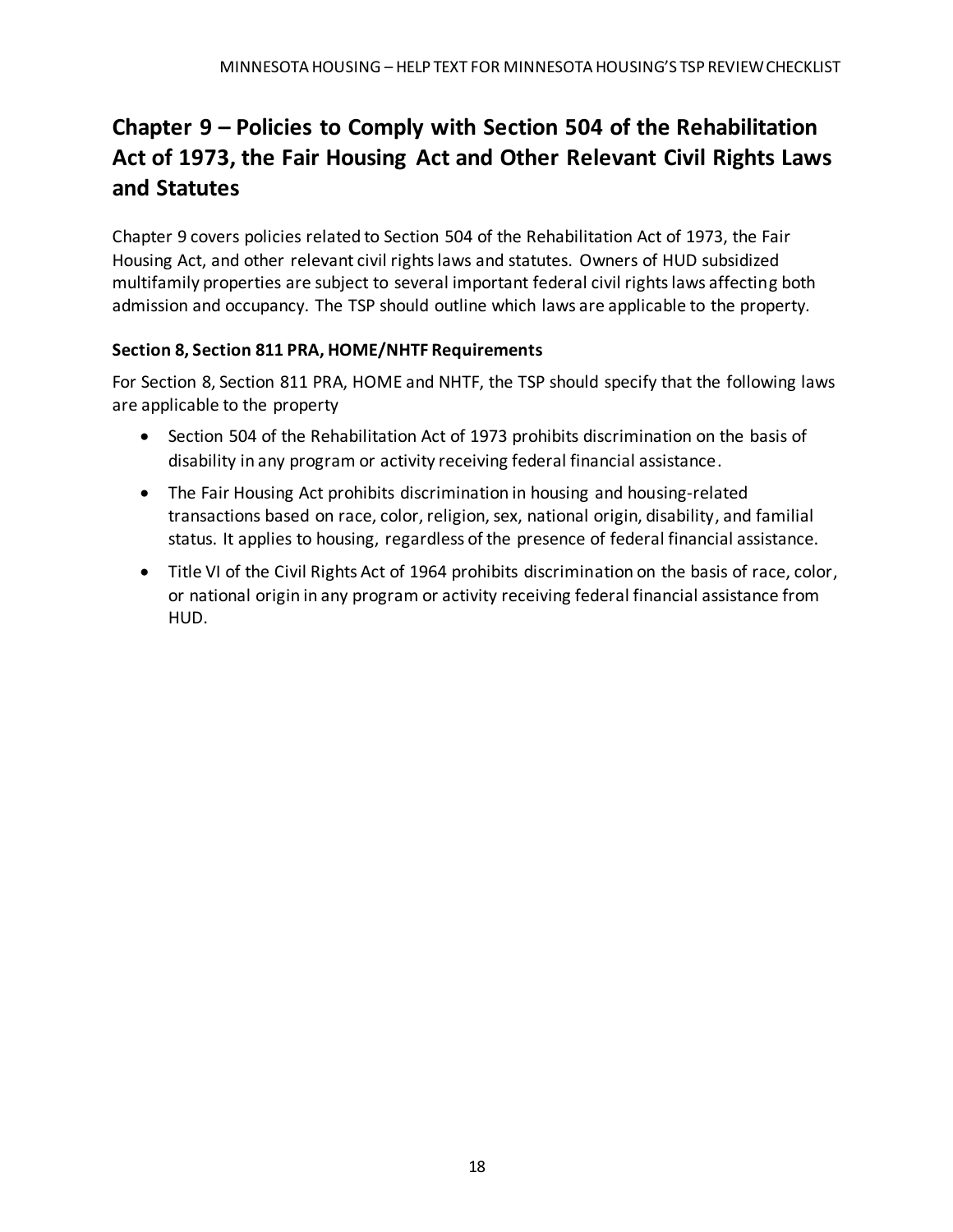## Chapter 9 – Policies to Comply with Section 504 of the Rehabilitation Act of 1973, the Fair Housing Act and Other Relevant Civil Rights Laws and Statutes

Chapter 9 covers policies related to Section 504 of the Rehabilitation Act of 1973, the Fair Housing Act, and other relevant civil rights laws and statutes. Owners of HUD subsidized multifamily properties are subject to several important federal civil rights laws affecting both admission and occupancy. The TSP should outline which laws are applicable to the property.

### Section 8, Section 811 PRA, HOME/NHTF Requirements

For Section 8, Section 811 PRA, HOME and NHTF, the TSP should specify that the following laws are applicable to the property

- Section 504 of the Rehabilitation Act of 1973 prohibits discrimination on the basis of disability in any program or activity receiving federal financial assistance.
- The Fair Housing Act prohibits discrimination in housing and housing-related transactions based on race, color, religion, sex, national origin, disability, and familial status. It applies to housing, regardless of the presence of federal financial assistance.
- Title VI of the Civil Rights Act of 1964 prohibits discrimination on the basis of race, color, or national origin in any program or activity receiving federal financial assistance from HUD.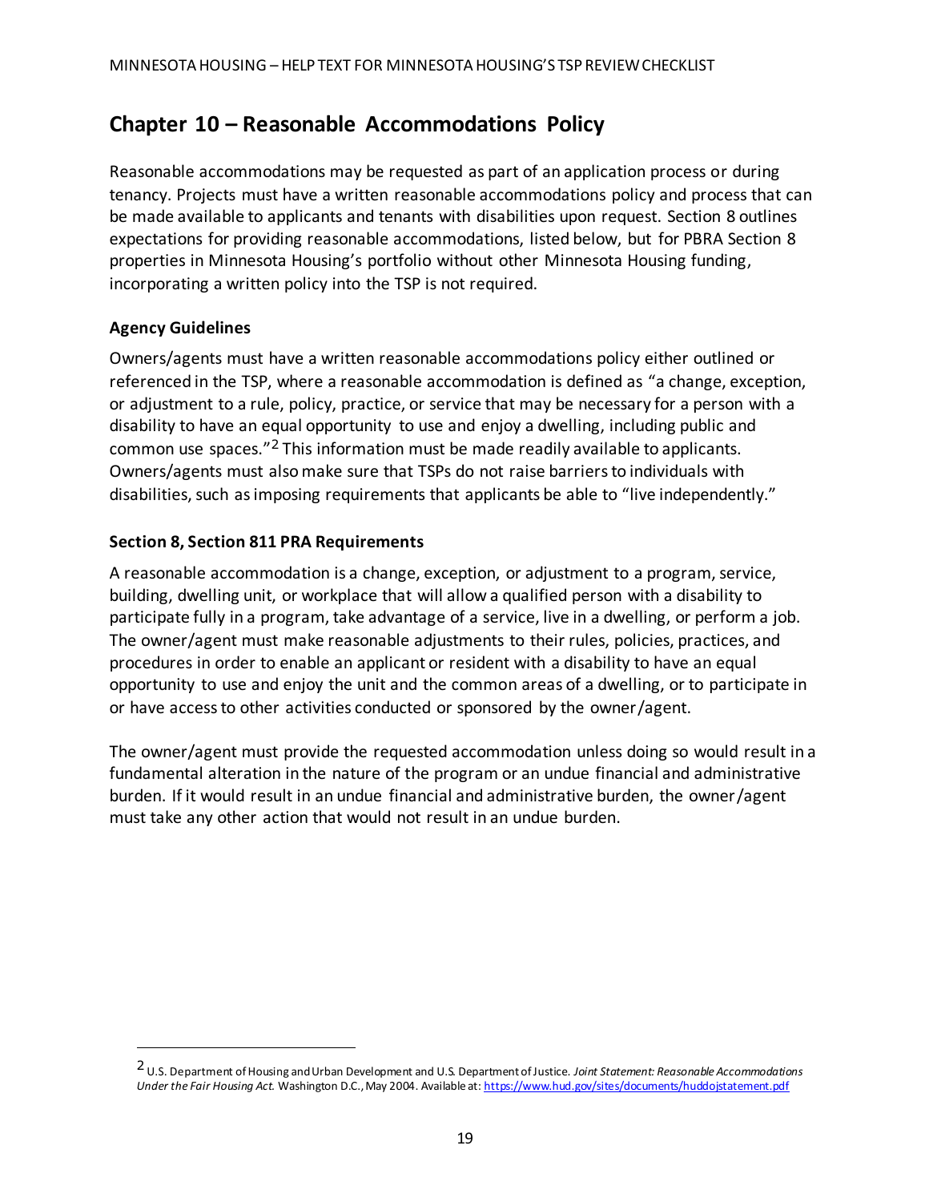## Chapter 10 – Reasonable Accommodations Policy

Reasonable accommodations may be requested as part of an application process or during tenancy. Projects must have a written reasonable accommodations policy and process that can be made available to applicants and tenants with disabilities upon request. Section 8 outlines expectations for providing reasonable accommodations, listed below, but for PBRA Section 8 properties in Minnesota Housing's portfolio without other Minnesota Housing funding, incorporating a written policy into the TSP is not required.

### Agency Guidelines

Owners/agents must have a written reasonable accommodations policy either outlined or referenced in the TSP, where a reasonable accommodation is defined as "a change, exception, or adjustment to a rule, policy, practice, or service that may be necessary for a person with a disability to have an equal opportunity to use and enjoy a dwelling, including public and common use spaces."[2] This information must be made readily available to applicants. Owners/agents must also make sure that TSPs do not raise barriers to individuals with disabilities, such as imposing requirements that applicants be able to "live independently."

### Section 8, Section 811 PRA Requirements

A reasonable accommodation is a change, exception, or adjustment to a program, service, building, dwelling unit, or workplace that will allow a qualified person with a disability to participate fully in a program, take advantage of a service, live in a dwelling, or perform a job. The owner/agent must make reasonable adjustments to their rules, policies, practices, and procedures in order to enable an applicant or resident with a disability to have an equal opportunity to use and enjoy the unit and the common areas of a dwelling, or to participate in or have access to other activities conducted or sponsored by the owner/agent.

The owner/agent must provide the requested accommodation unless doing so would result in a fundamental alteration in the nature of the program or an undue financial and administrative burden. If it would result in an undue financial and administrative burden, the owner/agent must take any other action that would not result in an undue burden.

---

[2] U.S. Department of Housing and Urban Development and U.S. Department of Justice. *Joint Statement: Reasonable Accommodations Under the Fair Housing Act.* Washington D.C., May 2004. Available at: https://www.hud.gov/sites/documents/huddojstatement.pdf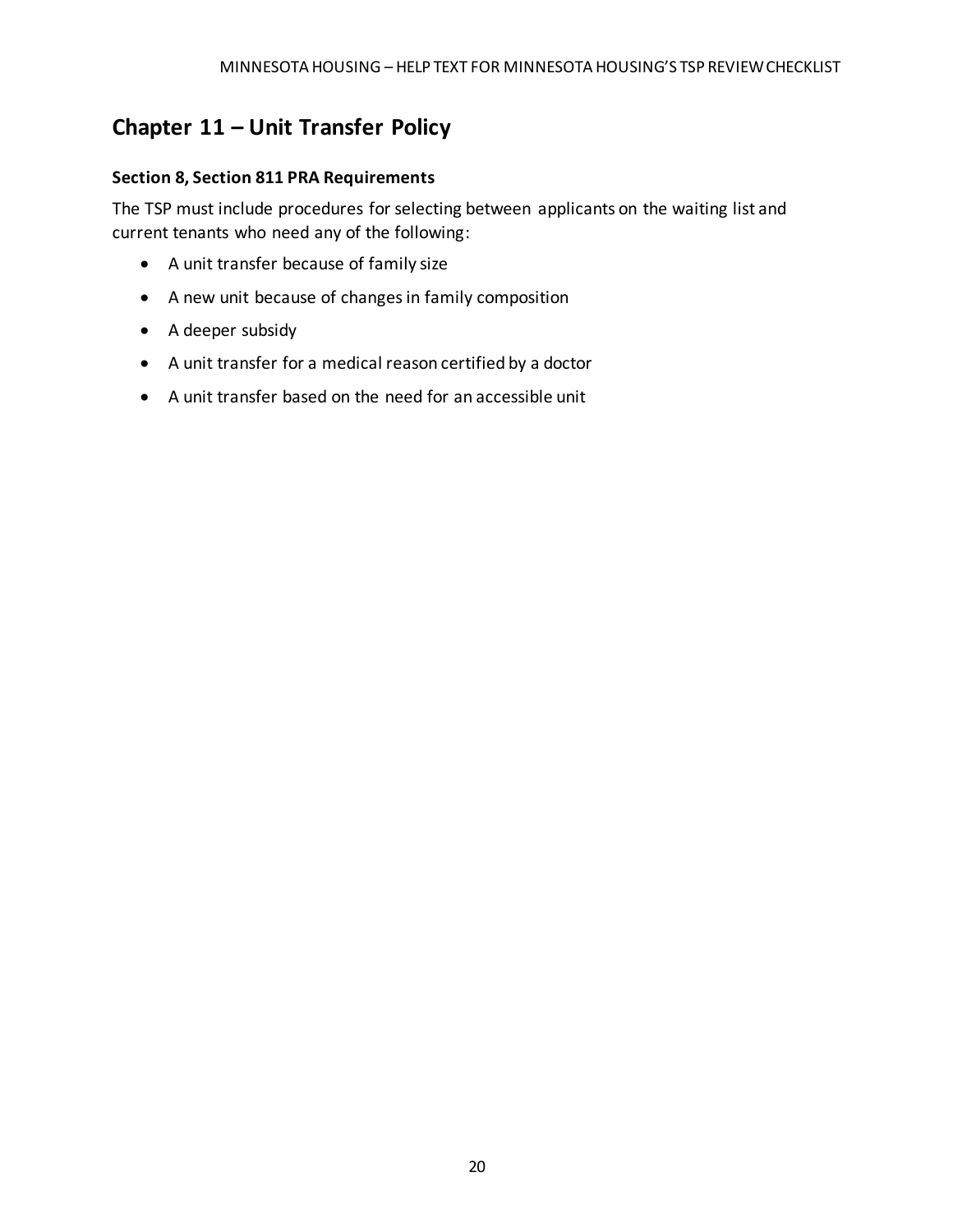## Chapter 11 – Unit Transfer Policy

### Section 8, Section 811 PRA Requirements

The TSP must include procedures for selecting between applicants on the waiting list and current tenants who need any of the following:

- A unit transfer because of family size
- A new unit because of changes in family composition
- A deeper subsidy
- A unit transfer for a medical reason certified by a doctor
- A unit transfer based on the need for an accessible unit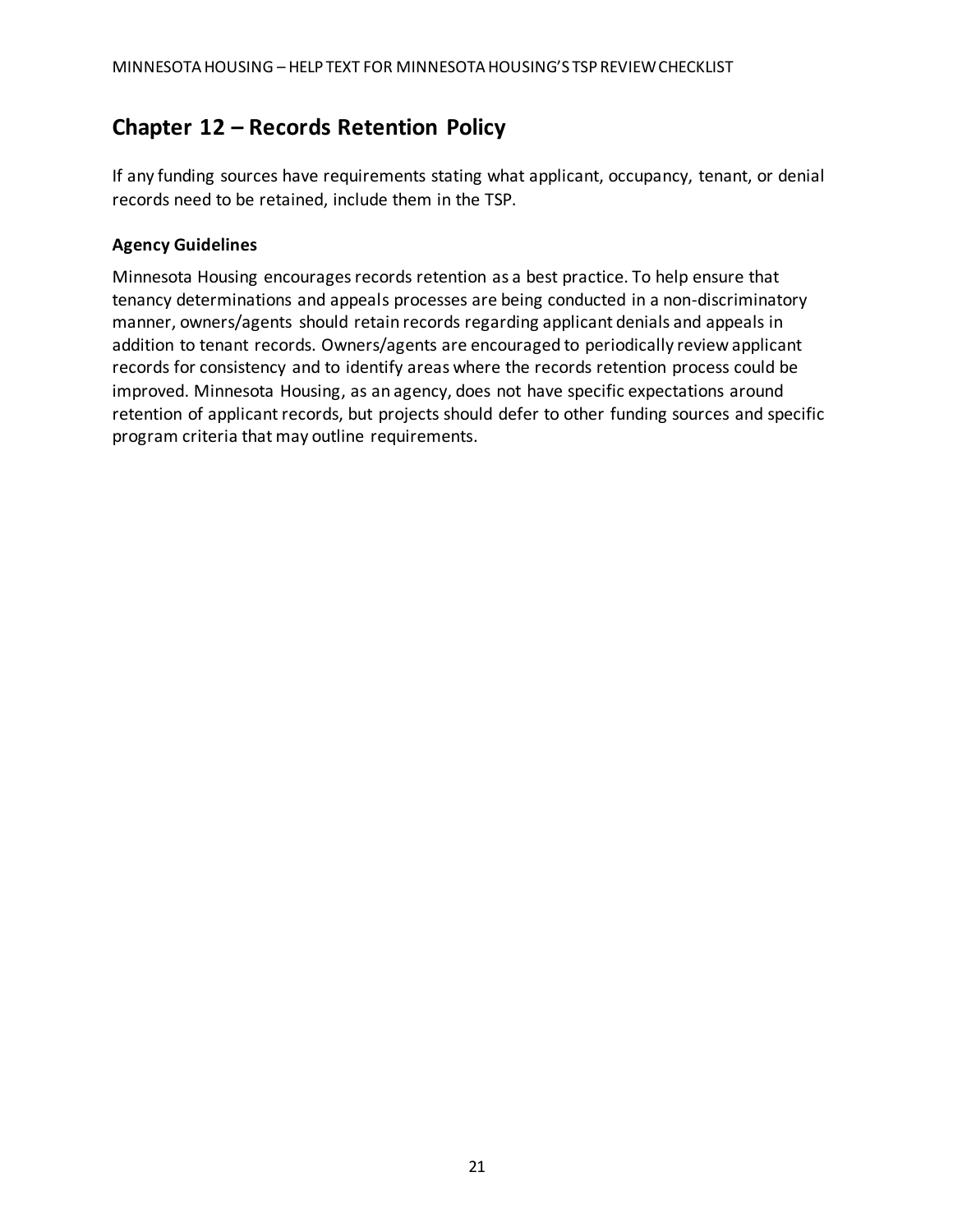## Chapter 12 – Records Retention Policy

If any funding sources have requirements stating what applicant, occupancy, tenant, or denial records need to be retained, include them in the TSP.

### Agency Guidelines

Minnesota Housing encourages records retention as a best practice. To help ensure that tenancy determinations and appeals processes are being conducted in a non-discriminatory manner, owners/agents should retain records regarding applicant denials and appeals in addition to tenant records. Owners/agents are encouraged to periodically review applicant records for consistency and to identify areas where the records retention process could be improved. Minnesota Housing, as an agency, does not have specific expectations around retention of applicant records, but projects should defer to other funding sources and specific program criteria that may outline requirements.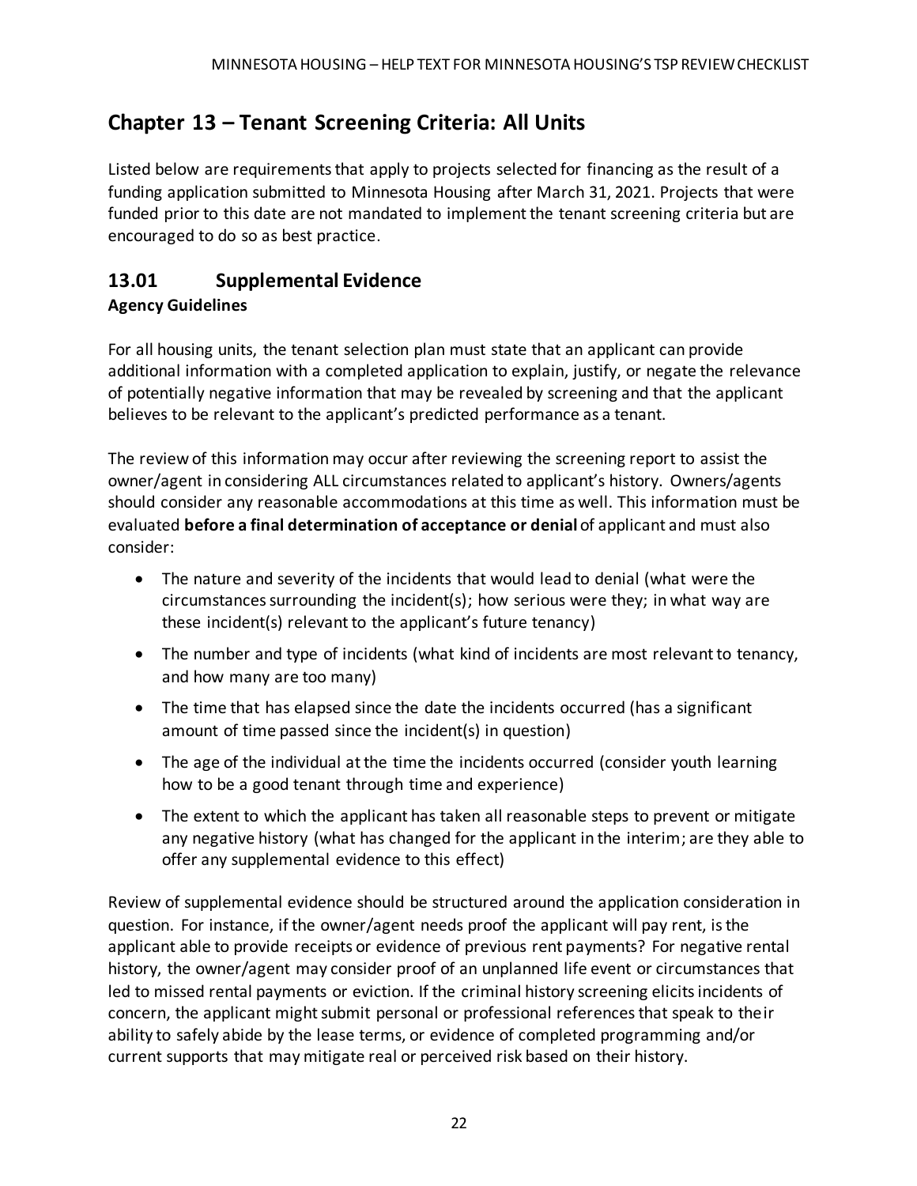## Chapter 13 – Tenant Screening Criteria: All Units

Listed below are requirements that apply to projects selected for financing as the result of a funding application submitted to Minnesota Housing after March 31, 2021. Projects that were funded prior to this date are not mandated to implement the tenant screening criteria but are encouraged to do so as best practice.

### 13.01 Supplemental Evidence

**Agency Guidelines**

For all housing units, the tenant selection plan must state that an applicant can provide additional information with a completed application to explain, justify, or negate the relevance of potentially negative information that may be revealed by screening and that the applicant believes to be relevant to the applicant's predicted performance as a tenant.

The review of this information may occur after reviewing the screening report to assist the owner/agent in considering ALL circumstances related to applicant's history. Owners/agents should consider any reasonable accommodations at this time as well. This information must be evaluated **before a final determination of acceptance or denial** of applicant and must also consider:

- The nature and severity of the incidents that would lead to denial (what were the circumstances surrounding the incident(s); how serious were they; in what way are these incident(s) relevant to the applicant's future tenancy)
- The number and type of incidents (what kind of incidents are most relevant to tenancy, and how many are too many)
- The time that has elapsed since the date the incidents occurred (has a significant amount of time passed since the incident(s) in question)
- The age of the individual at the time the incidents occurred (consider youth learning how to be a good tenant through time and experience)
- The extent to which the applicant has taken all reasonable steps to prevent or mitigate any negative history (what has changed for the applicant in the interim; are they able to offer any supplemental evidence to this effect)

Review of supplemental evidence should be structured around the application consideration in question. For instance, if the owner/agent needs proof the applicant will pay rent, is the applicant able to provide receipts or evidence of previous rent payments? For negative rental history, the owner/agent may consider proof of an unplanned life event or circumstances that led to missed rental payments or eviction. If the criminal history screening elicits incidents of concern, the applicant might submit personal or professional references that speak to their ability to safely abide by the lease terms, or evidence of completed programming and/or current supports that may mitigate real or perceived risk based on their history.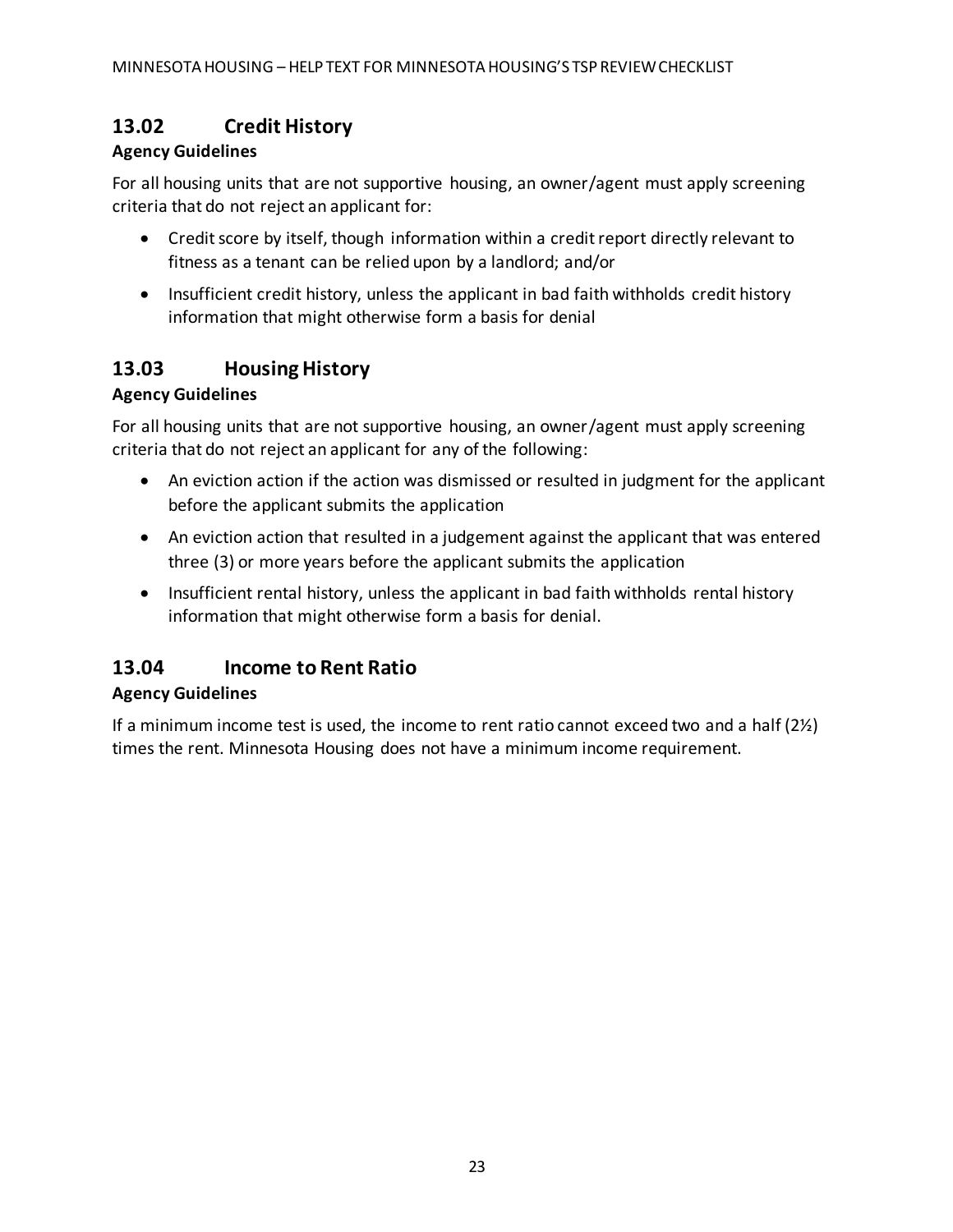## 13.02 Credit History

### Agency Guidelines

For all housing units that are not supportive housing, an owner/agent must apply screening criteria that do not reject an applicant for:

- Credit score by itself, though information within a credit report directly relevant to fitness as a tenant can be relied upon by a landlord; and/or
- Insufficient credit history, unless the applicant in bad faith withholds credit history information that might otherwise form a basis for denial

## 13.03 Housing History

### Agency Guidelines

For all housing units that are not supportive housing, an owner/agent must apply screening criteria that do not reject an applicant for any of the following:

- An eviction action if the action was dismissed or resulted in judgment for the applicant before the applicant submits the application
- An eviction action that resulted in a judgement against the applicant that was entered three (3) or more years before the applicant submits the application
- Insufficient rental history, unless the applicant in bad faith withholds rental history information that might otherwise form a basis for denial.

## 13.04 Income to Rent Ratio

### Agency Guidelines

If a minimum income test is used, the income to rent ratio cannot exceed two and a half (2½) times the rent. Minnesota Housing does not have a minimum income requirement.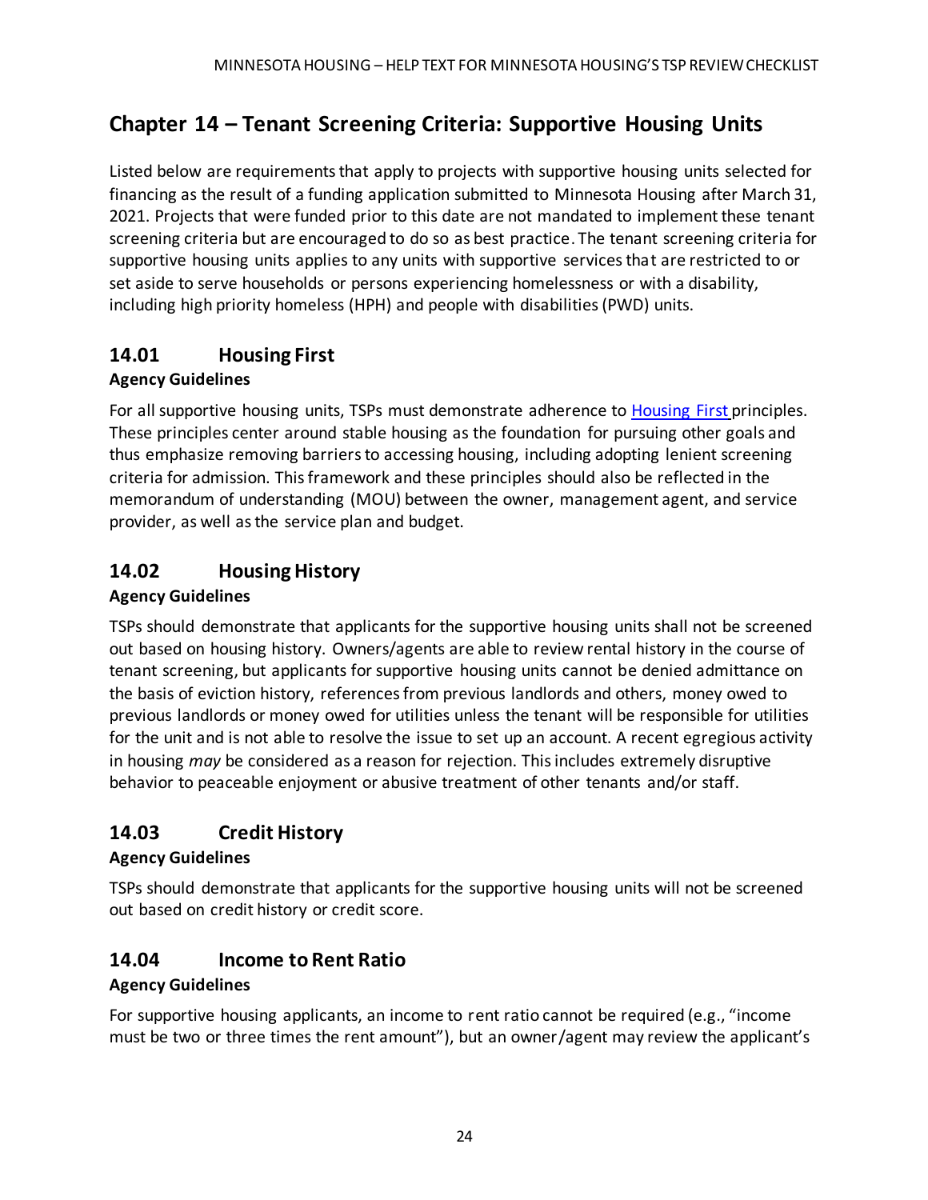# Chapter 14 – Tenant Screening Criteria: Supportive Housing Units

Listed below are requirements that apply to projects with supportive housing units selected for financing as the result of a funding application submitted to Minnesota Housing after March 31, 2021. Projects that were funded prior to this date are not mandated to implement these tenant screening criteria but are encouraged to do so as best practice. The tenant screening criteria for supportive housing units applies to any units with supportive services that are restricted to or set aside to serve households or persons experiencing homelessness or with a disability, including high priority homeless (HPH) and people with disabilities (PWD) units.

## 14.01 Housing First

### Agency Guidelines

For all supportive housing units, TSPs must demonstrate adherence to Housing First principles. These principles center around stable housing as the foundation for pursuing other goals and thus emphasize removing barriers to accessing housing, including adopting lenient screening criteria for admission. This framework and these principles should also be reflected in the memorandum of understanding (MOU) between the owner, management agent, and service provider, as well as the service plan and budget.

## 14.02 Housing History

### Agency Guidelines

TSPs should demonstrate that applicants for the supportive housing units shall not be screened out based on housing history. Owners/agents are able to review rental history in the course of tenant screening, but applicants for supportive housing units cannot be denied admittance on the basis of eviction history, references from previous landlords and others, money owed to previous landlords or money owed for utilities unless the tenant will be responsible for utilities for the unit and is not able to resolve the issue to set up an account. A recent egregious activity in housing *may* be considered as a reason for rejection. This includes extremely disruptive behavior to peaceable enjoyment or abusive treatment of other tenants and/or staff.

## 14.03 Credit History

### Agency Guidelines

TSPs should demonstrate that applicants for the supportive housing units will not be screened out based on credit history or credit score.

## 14.04 Income to Rent Ratio

### Agency Guidelines

For supportive housing applicants, an income to rent ratio cannot be required (e.g., "income must be two or three times the rent amount"), but an owner/agent may review the applicant's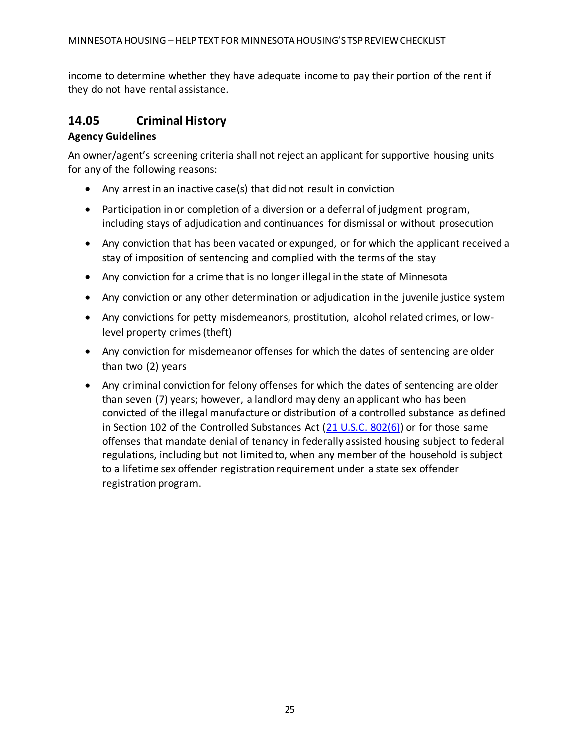income to determine whether they have adequate income to pay their portion of the rent if they do not have rental assistance.

## 14.05 Criminal History

**Agency Guidelines**

An owner/agent's screening criteria shall not reject an applicant for supportive housing units for any of the following reasons:

- Any arrest in an inactive case(s) that did not result in conviction
- Participation in or completion of a diversion or a deferral of judgment program, including stays of adjudication and continuances for dismissal or without prosecution
- Any conviction that has been vacated or expunged, or for which the applicant received a stay of imposition of sentencing and complied with the terms of the stay
- Any conviction for a crime that is no longer illegal in the state of Minnesota
- Any conviction or any other determination or adjudication in the juvenile justice system
- Any convictions for petty misdemeanors, prostitution, alcohol related crimes, or low-level property crimes (theft)
- Any conviction for misdemeanor offenses for which the dates of sentencing are older than two (2) years
- Any criminal conviction for felony offenses for which the dates of sentencing are older than seven (7) years; however, a landlord may deny an applicant who has been convicted of the illegal manufacture or distribution of a controlled substance as defined in Section 102 of the Controlled Substances Act (21 U.S.C. 802(6)) or for those same offenses that mandate denial of tenancy in federally assisted housing subject to federal regulations, including but not limited to, when any member of the household is subject to a lifetime sex offender registration requirement under a state sex offender registration program.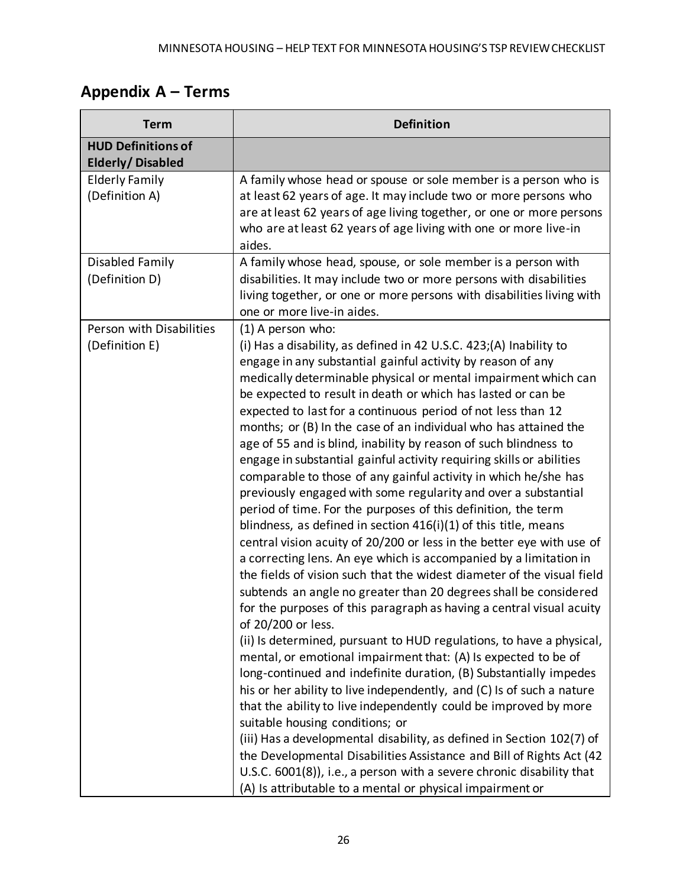## Appendix A – Terms

| Term | Definition |
|---|---|
| **HUD Definitions of Elderly/ Disabled** | |
| Elderly Family (Definition A) | A family whose head or spouse or sole member is a person who is at least 62 years of age. It may include two or more persons who are at least 62 years of age living together, or one or more persons who are at least 62 years of age living with one or more live-in aides. |
| Disabled Family (Definition D) | A family whose head, spouse, or sole member is a person with disabilities. It may include two or more persons with disabilities living together, or one or more persons with disabilities living with one or more live-in aides. |
| Person with Disabilities (Definition E) | (1) A person who:<br>(i) Has a disability, as defined in 42 U.S.C. 423;(A) Inability to engage in any substantial gainful activity by reason of any medically determinable physical or mental impairment which can be expected to result in death or which has lasted or can be expected to last for a continuous period of not less than 12 months; or (B) In the case of an individual who has attained the age of 55 and is blind, inability by reason of such blindness to engage in substantial gainful activity requiring skills or abilities comparable to those of any gainful activity in which he/she has previously engaged with some regularity and over a substantial period of time. For the purposes of this definition, the term blindness, as defined in section 416(i)(1) of this title, means central vision acuity of 20/200 or less in the better eye with use of a correcting lens. An eye which is accompanied by a limitation in the fields of vision such that the widest diameter of the visual field subtends an angle no greater than 20 degrees shall be considered for the purposes of this paragraph as having a central visual acuity of 20/200 or less.<br>(ii) Is determined, pursuant to HUD regulations, to have a physical, mental, or emotional impairment that: (A) Is expected to be of long-continued and indefinite duration, (B) Substantially impedes his or her ability to live independently, and (C) Is of such a nature that the ability to live independently could be improved by more suitable housing conditions; or<br>(iii) Has a developmental disability, as defined in Section 102(7) of the Developmental Disabilities Assistance and Bill of Rights Act (42 U.S.C. 6001(8)), i.e., a person with a severe chronic disability that (A) Is attributable to a mental or physical impairment or |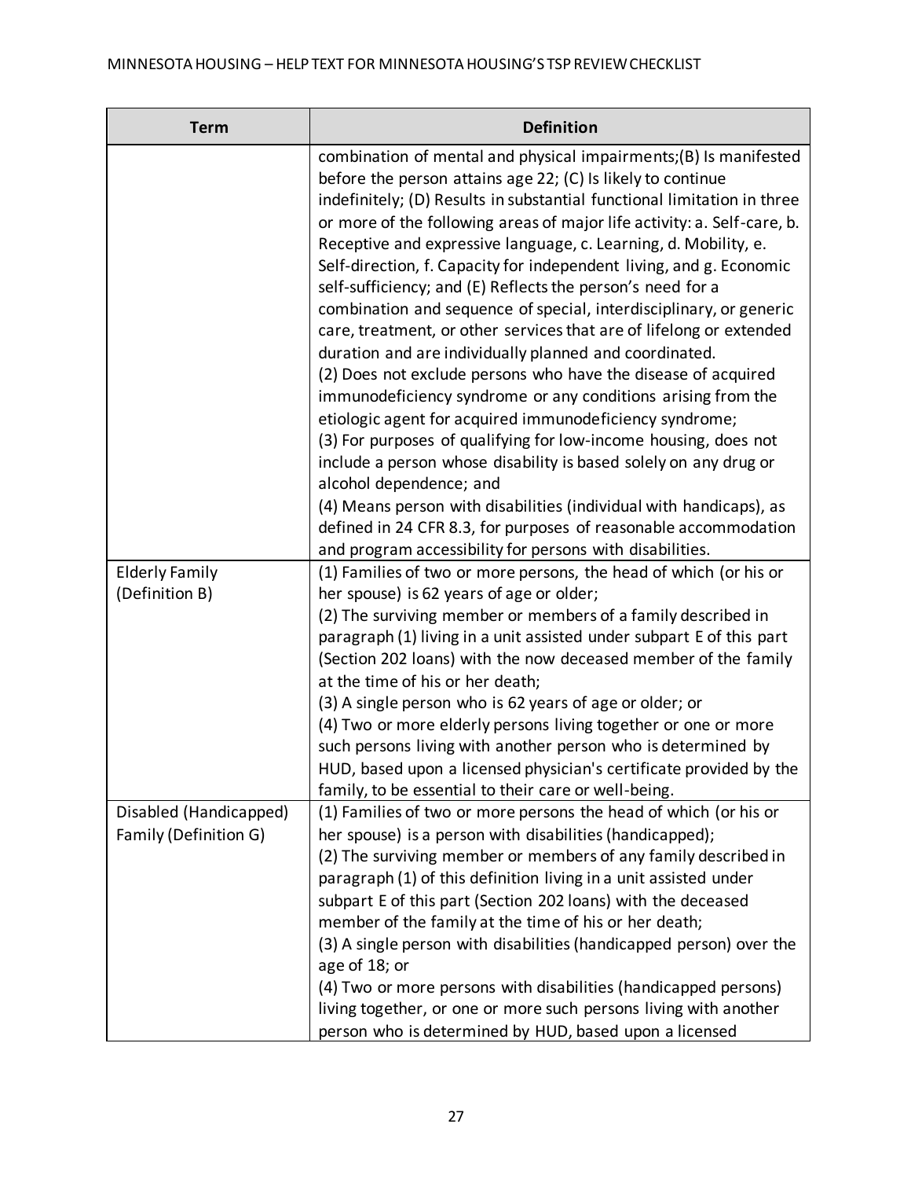| Term | Definition |
|---|---|
| | combination of mental and physical impairments;(B) Is manifested before the person attains age 22; (C) Is likely to continue indefinitely; (D) Results in substantial functional limitation in three or more of the following areas of major life activity: a. Self-care, b. Receptive and expressive language, c. Learning, d. Mobility, e. Self-direction, f. Capacity for independent living, and g. Economic self-sufficiency; and (E) Reflects the person's need for a combination and sequence of special, interdisciplinary, or generic care, treatment, or other services that are of lifelong or extended duration and are individually planned and coordinated.<br>(2) Does not exclude persons who have the disease of acquired immunodeficiency syndrome or any conditions arising from the etiologic agent for acquired immunodeficiency syndrome;<br>(3) For purposes of qualifying for low-income housing, does not include a person whose disability is based solely on any drug or alcohol dependence; and<br>(4) Means person with disabilities (individual with handicaps), as defined in 24 CFR 8.3, for purposes of reasonable accommodation and program accessibility for persons with disabilities. |
| Elderly Family (Definition B) | (1) Families of two or more persons, the head of which (or his or her spouse) is 62 years of age or older;<br>(2) The surviving member or members of a family described in paragraph (1) living in a unit assisted under subpart E of this part (Section 202 loans) with the now deceased member of the family at the time of his or her death;<br>(3) A single person who is 62 years of age or older; or<br>(4) Two or more elderly persons living together or one or more such persons living with another person who is determined by HUD, based upon a licensed physician's certificate provided by the family, to be essential to their care or well-being. |
| Disabled (Handicapped) Family (Definition G) | (1) Families of two or more persons the head of which (or his or her spouse) is a person with disabilities (handicapped);<br>(2) The surviving member or members of any family described in paragraph (1) of this definition living in a unit assisted under subpart E of this part (Section 202 loans) with the deceased member of the family at the time of his or her death;<br>(3) A single person with disabilities (handicapped person) over the age of 18; or<br>(4) Two or more persons with disabilities (handicapped persons) living together, or one or more such persons living with another person who is determined by HUD, based upon a licensed |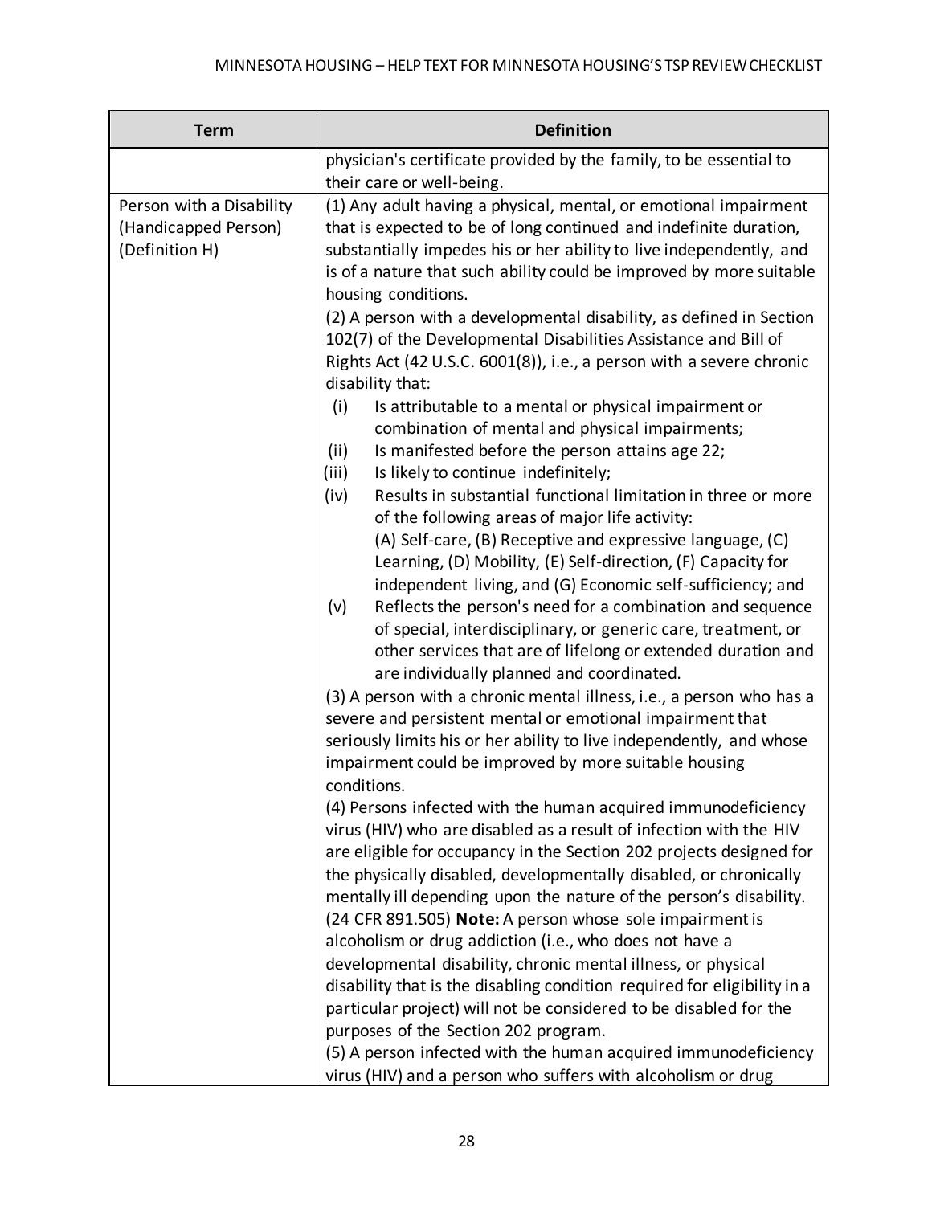| Term | Definition |
|---|---|
| | physician's certificate provided by the family, to be essential to their care or well-being. |
| Person with a Disability (Handicapped Person) (Definition H) | (1) Any adult having a physical, mental, or emotional impairment that is expected to be of long continued and indefinite duration, substantially impedes his or her ability to live independently, and is of a nature that such ability could be improved by more suitable housing conditions.<br>(2) A person with a developmental disability, as defined in Section 102(7) of the Developmental Disabilities Assistance and Bill of Rights Act (42 U.S.C. 6001(8)), i.e., a person with a severe chronic disability that:<br>(i) Is attributable to a mental or physical impairment or combination of mental and physical impairments;<br>(ii) Is manifested before the person attains age 22;<br>(iii) Is likely to continue indefinitely;<br>(iv) Results in substantial functional limitation in three or more of the following areas of major life activity: (A) Self-care, (B) Receptive and expressive language, (C) Learning, (D) Mobility, (E) Self-direction, (F) Capacity for independent living, and (G) Economic self-sufficiency; and<br>(v) Reflects the person's need for a combination and sequence of special, interdisciplinary, or generic care, treatment, or other services that are of lifelong or extended duration and are individually planned and coordinated.<br>(3) A person with a chronic mental illness, i.e., a person who has a severe and persistent mental or emotional impairment that seriously limits his or her ability to live independently, and whose impairment could be improved by more suitable housing conditions.<br>(4) Persons infected with the human acquired immunodeficiency virus (HIV) who are disabled as a result of infection with the HIV are eligible for occupancy in the Section 202 projects designed for the physically disabled, developmentally disabled, or chronically mentally ill depending upon the nature of the person's disability. (24 CFR 891.505) **Note:** A person whose sole impairment is alcoholism or drug addiction (i.e., who does not have a developmental disability, chronic mental illness, or physical disability that is the disabling condition required for eligibility in a particular project) will not be considered to be disabled for the purposes of the Section 202 program.<br>(5) A person infected with the human acquired immunodeficiency virus (HIV) and a person who suffers with alcoholism or drug |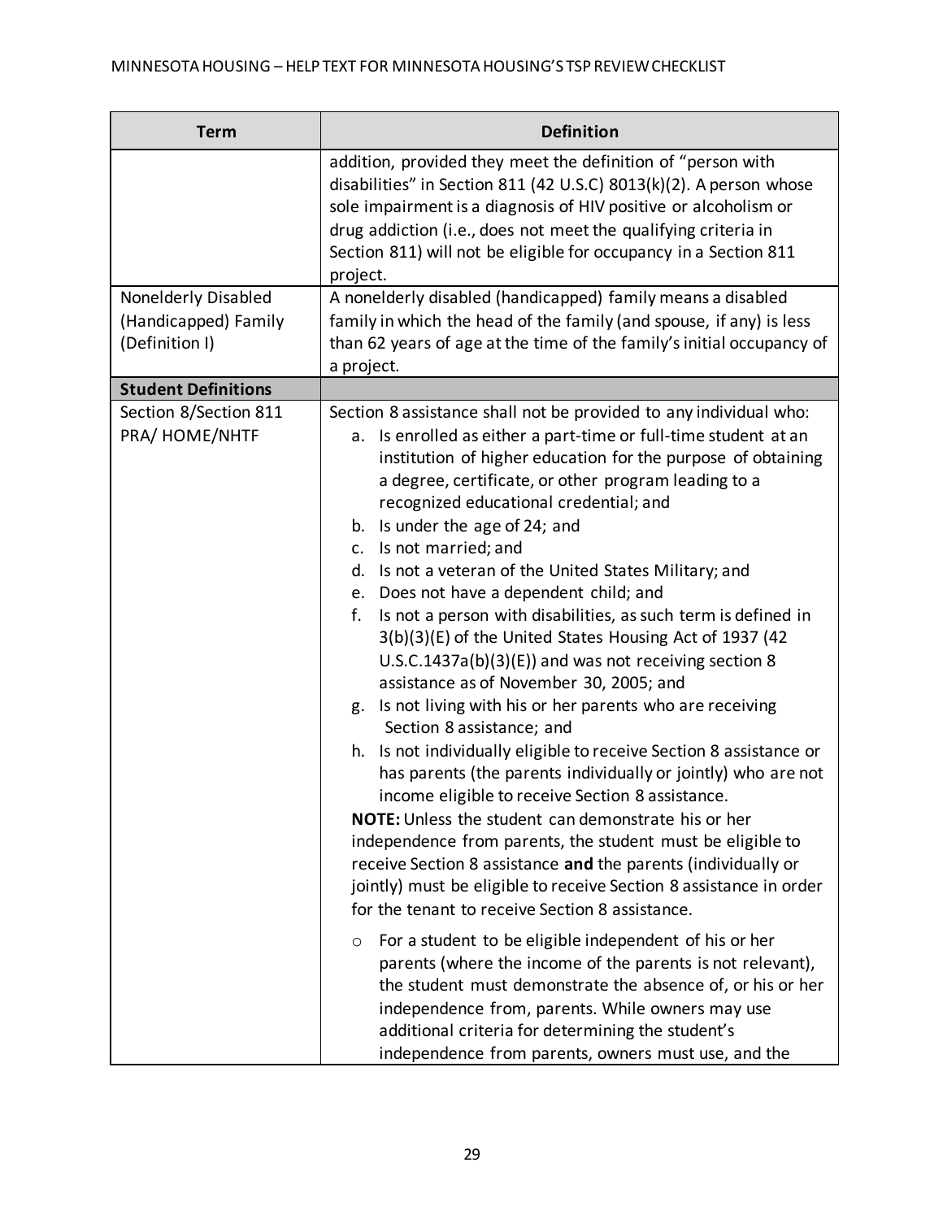| Term | Definition |
| --- | --- |
| | addition, provided they meet the definition of "person with disabilities" in Section 811 (42 U.S.C) 8013(k)(2). A person whose sole impairment is a diagnosis of HIV positive or alcoholism or drug addiction (i.e., does not meet the qualifying criteria in Section 811) will not be eligible for occupancy in a Section 811 project. |
| Nonelderly Disabled (Handicapped) Family (Definition I) | A nonelderly disabled (handicapped) family means a disabled family in which the head of the family (and spouse, if any) is less than 62 years of age at the time of the family's initial occupancy of a project. |
| **Student Definitions** | |
| Section 8/Section 811 PRA/ HOME/NHTF | Section 8 assistance shall not be provided to any individual who:<br>a. Is enrolled as either a part-time or full-time student at an institution of higher education for the purpose of obtaining a degree, certificate, or other program leading to a recognized educational credential; and<br>b. Is under the age of 24; and<br>c. Is not married; and<br>d. Is not a veteran of the United States Military; and<br>e. Does not have a dependent child; and<br>f. Is not a person with disabilities, as such term is defined in 3(b)(3)(E) of the United States Housing Act of 1937 (42 U.S.C.1437a(b)(3)(E)) and was not receiving section 8 assistance as of November 30, 2005; and<br>g. Is not living with his or her parents who are receiving Section 8 assistance; and<br>h. Is not individually eligible to receive Section 8 assistance or has parents (the parents individually or jointly) who are not income eligible to receive Section 8 assistance.<br>**NOTE:** Unless the student can demonstrate his or her independence from parents, the student must be eligible to receive Section 8 assistance **and** the parents (individually or jointly) must be eligible to receive Section 8 assistance in order for the tenant to receive Section 8 assistance.<br>○ For a student to be eligible independent of his or her parents (where the income of the parents is not relevant), the student must demonstrate the absence of, or his or her independence from, parents. While owners may use additional criteria for determining the student's independence from parents, owners must use, and the |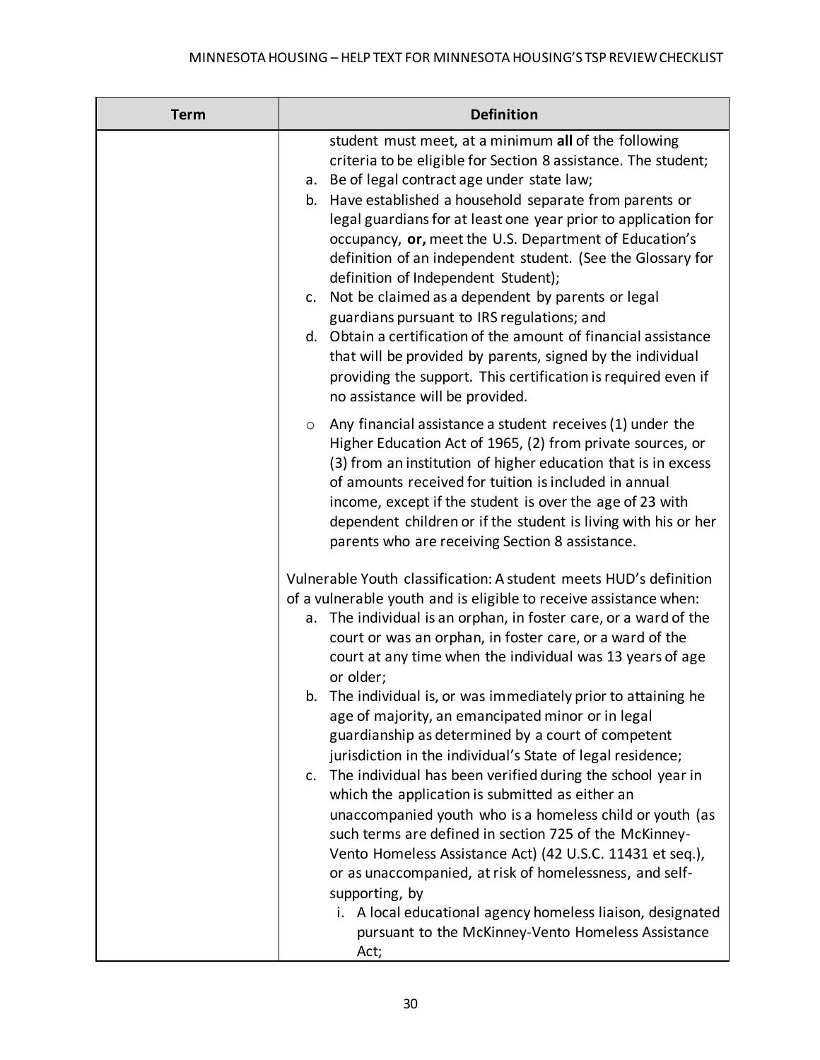| Term | Definition |
| --- | --- |
| | student must meet, at a minimum **all** of the following criteria to be eligible for Section 8 assistance. The student;<br>a. Be of legal contract age under state law;<br>b. Have established a household separate from parents or legal guardians for at least one year prior to application for occupancy, **or,** meet the U.S. Department of Education's definition of an independent student. (See the Glossary for definition of Independent Student);<br>c. Not be claimed as a dependent by parents or legal guardians pursuant to IRS regulations; and<br>d. Obtain a certification of the amount of financial assistance that will be provided by parents, signed by the individual providing the support. This certification is required even if no assistance will be provided.<br>o Any financial assistance a student receives (1) under the Higher Education Act of 1965, (2) from private sources, or (3) from an institution of higher education that is in excess of amounts received for tuition is included in annual income, except if the student is over the age of 23 with dependent children or if the student is living with his or her parents who are receiving Section 8 assistance.<br><br>Vulnerable Youth classification: A student meets HUD's definition of a vulnerable youth and is eligible to receive assistance when:<br>a. The individual is an orphan, in foster care, or a ward of the court or was an orphan, in foster care, or a ward of the court at any time when the individual was 13 years of age or older;<br>b. The individual is, or was immediately prior to attaining he age of majority, an emancipated minor or in legal guardianship as determined by a court of competent jurisdiction in the individual's State of legal residence;<br>c. The individual has been verified during the school year in which the application is submitted as either an unaccompanied youth who is a homeless child or youth (as such terms are defined in section 725 of the McKinney-Vento Homeless Assistance Act) (42 U.S.C. 11431 et seq.), or as unaccompanied, at risk of homelessness, and self-supporting, by<br>i. A local educational agency homeless liaison, designated pursuant to the McKinney-Vento Homeless Assistance Act; |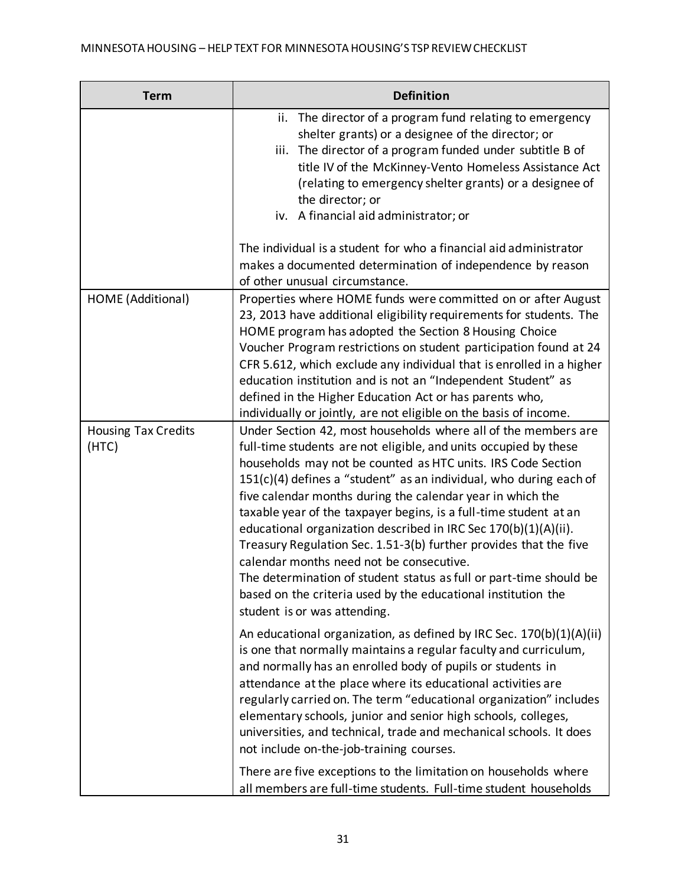| Term | Definition |
| --- | --- |
| | ii. The director of a program fund relating to emergency shelter grants) or a designee of the director; or<br>iii. The director of a program funded under subtitle B of title IV of the McKinney-Vento Homeless Assistance Act (relating to emergency shelter grants) or a designee of the director; or<br>iv. A financial aid administrator; or<br><br>The individual is a student for who a financial aid administrator makes a documented determination of independence by reason of other unusual circumstance. |
| HOME (Additional) | Properties where HOME funds were committed on or after August 23, 2013 have additional eligibility requirements for students. The HOME program has adopted the Section 8 Housing Choice Voucher Program restrictions on student participation found at 24 CFR 5.612, which exclude any individual that is enrolled in a higher education institution and is not an "Independent Student" as defined in the Higher Education Act or has parents who, individually or jointly, are not eligible on the basis of income. |
| Housing Tax Credits (HTC) | Under Section 42, most households where all of the members are full-time students are not eligible, and units occupied by these households may not be counted as HTC units. IRS Code Section 151(c)(4) defines a "student" as an individual, who during each of five calendar months during the calendar year in which the taxable year of the taxpayer begins, is a full-time student at an educational organization described in IRC Sec 170(b)(1)(A)(ii). Treasury Regulation Sec. 1.51-3(b) further provides that the five calendar months need not be consecutive.<br>The determination of student status as full or part-time should be based on the criteria used by the educational institution the student is or was attending.<br><br>An educational organization, as defined by IRC Sec. 170(b)(1)(A)(ii) is one that normally maintains a regular faculty and curriculum, and normally has an enrolled body of pupils or students in attendance at the place where its educational activities are regularly carried on. The term "educational organization" includes elementary schools, junior and senior high schools, colleges, universities, and technical, trade and mechanical schools. It does not include on-the-job-training courses.<br><br>There are five exceptions to the limitation on households where all members are full-time students. Full-time student households |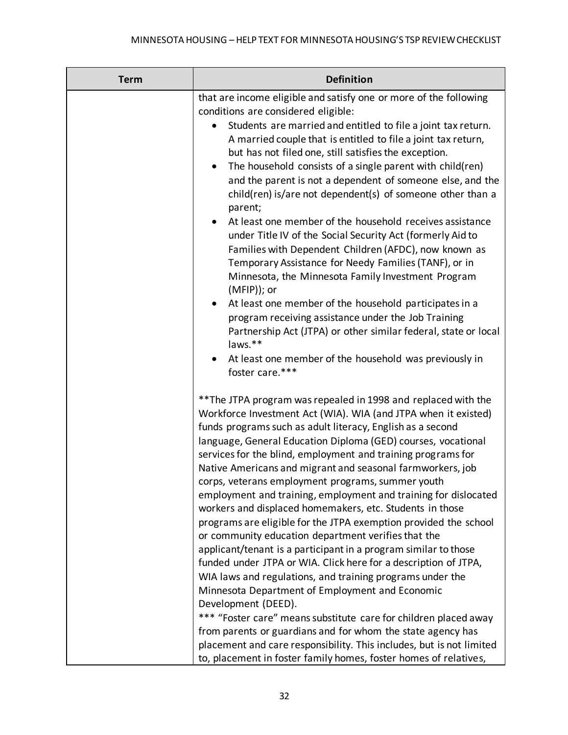| Term | Definition |
| --- | --- |
| | that are income eligible and satisfy one or more of the following conditions are considered eligible:<br>• Students are married and entitled to file a joint tax return. A married couple that is entitled to file a joint tax return, but has not filed one, still satisfies the exception.<br>• The household consists of a single parent with child(ren) and the parent is not a dependent of someone else, and the child(ren) is/are not dependent(s) of someone other than a parent;<br>• At least one member of the household receives assistance under Title IV of the Social Security Act (formerly Aid to Families with Dependent Children (AFDC), now known as Temporary Assistance for Needy Families (TANF), or in Minnesota, the Minnesota Family Investment Program (MFIP)); or<br>• At least one member of the household participates in a program receiving assistance under the Job Training Partnership Act (JTPA) or other similar federal, state or local laws.**<br>• At least one member of the household was previously in foster care.***<br><br>**The JTPA program was repealed in 1998 and replaced with the Workforce Investment Act (WIA). WIA (and JTPA when it existed) funds programs such as adult literacy, English as a second language, General Education Diploma (GED) courses, vocational services for the blind, employment and training programs for Native Americans and migrant and seasonal farmworkers, job corps, veterans employment programs, summer youth employment and training, employment and training for dislocated workers and displaced homemakers, etc. Students in those programs are eligible for the JTPA exemption provided the school or community education department verifies that the applicant/tenant is a participant in a program similar to those funded under JTPA or WIA. Click here for a description of JTPA, WIA laws and regulations, and training programs under the Minnesota Department of Employment and Economic Development (DEED).<br>*** "Foster care" means substitute care for children placed away from parents or guardians and for whom the state agency has placement and care responsibility. This includes, but is not limited to, placement in foster family homes, foster homes of relatives, |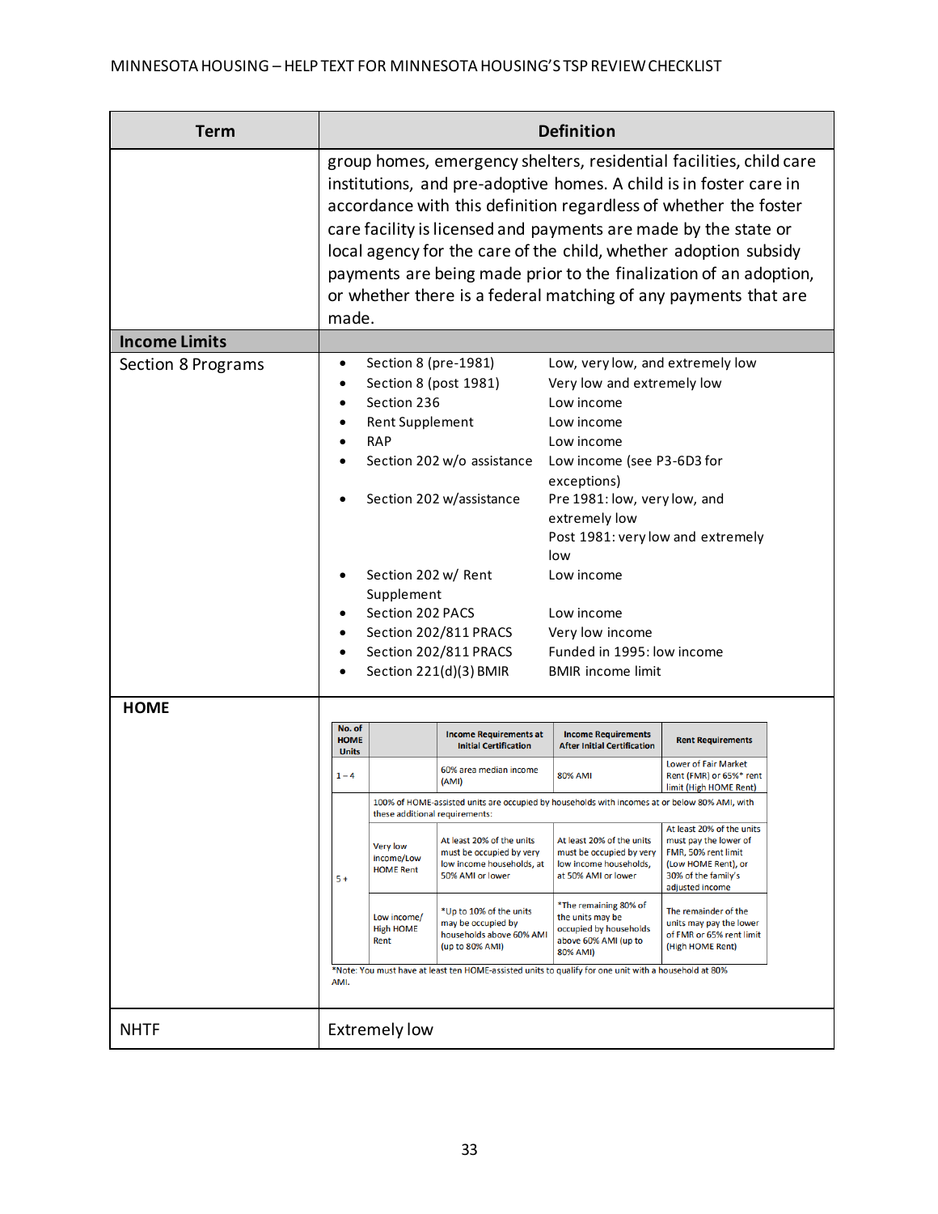| Term | Definition |
|---|---|
| | group homes, emergency shelters, residential facilities, child care institutions, and pre-adoptive homes. A child is in foster care in accordance with this definition regardless of whether the foster care facility is licensed and payments are made by the state or local agency for the care of the child, whether adoption subsidy payments are being made prior to the finalization of an adoption, or whether there is a federal matching of any payments that are made. |
| **Income Limits** | |
| Section 8 Programs | • Section 8 (pre-1981) — Low, very low, and extremely low<br>• Section 8 (post 1981) — Very low and extremely low<br>• Section 236 — Low income<br>• Rent Supplement — Low income<br>• RAP — Low income<br>• Section 202 w/o assistance — Low income (see P3-6D3 for exceptions)<br>• Section 202 w/assistance — Pre 1981: low, very low, and extremely low; Post 1981: very low and extremely low<br>• Section 202 w/ Rent Supplement — Low income<br>• Section 202 PACS — Low income<br>• Section 202/811 PRACS — Very low income<br>• Section 202/811 PRACS — Funded in 1995: low income<br>• Section 221(d)(3) BMIR — BMIR income limit |
| **HOME** | See HOME table below |
| NHTF | Extremely low |

**HOME**

| No. of HOME Units | | Income Requirements at Initial Certification | Income Requirements After Initial Certification | Rent Requirements |
|---|---|---|---|---|
| 1 – 4 | | 60% area median income (AMI) | 80% AMI | Lower of Fair Market Rent (FMR) or 65%* rent limit (High HOME Rent) |
| 5 + | 100% of HOME-assisted units are occupied by households with incomes at or below 80% AMI, with these additional requirements: | | | |
| | Very low income/Low HOME Rent | At least 20% of the units must be occupied by very low income households, at 50% AMI or lower | At least 20% of the units must be occupied by very low income households, at 50% AMI or lower | At least 20% of the units must pay the lower of FMR, 50% rent limit (Low HOME Rent), or 30% of the family's adjusted income |
| | Low income/ High HOME Rent | *Up to 10% of the units may be occupied by households above 60% AMI (up to 80% AMI) | *The remaining 80% of the units may be occupied by households above 60% AMI (up to 80% AMI) | The remainder of the units may pay the lower of FMR or 65% rent limit (High HOME Rent) |

*Note: You must have at least ten HOME-assisted units to qualify for one unit with a household at 80% AMI.